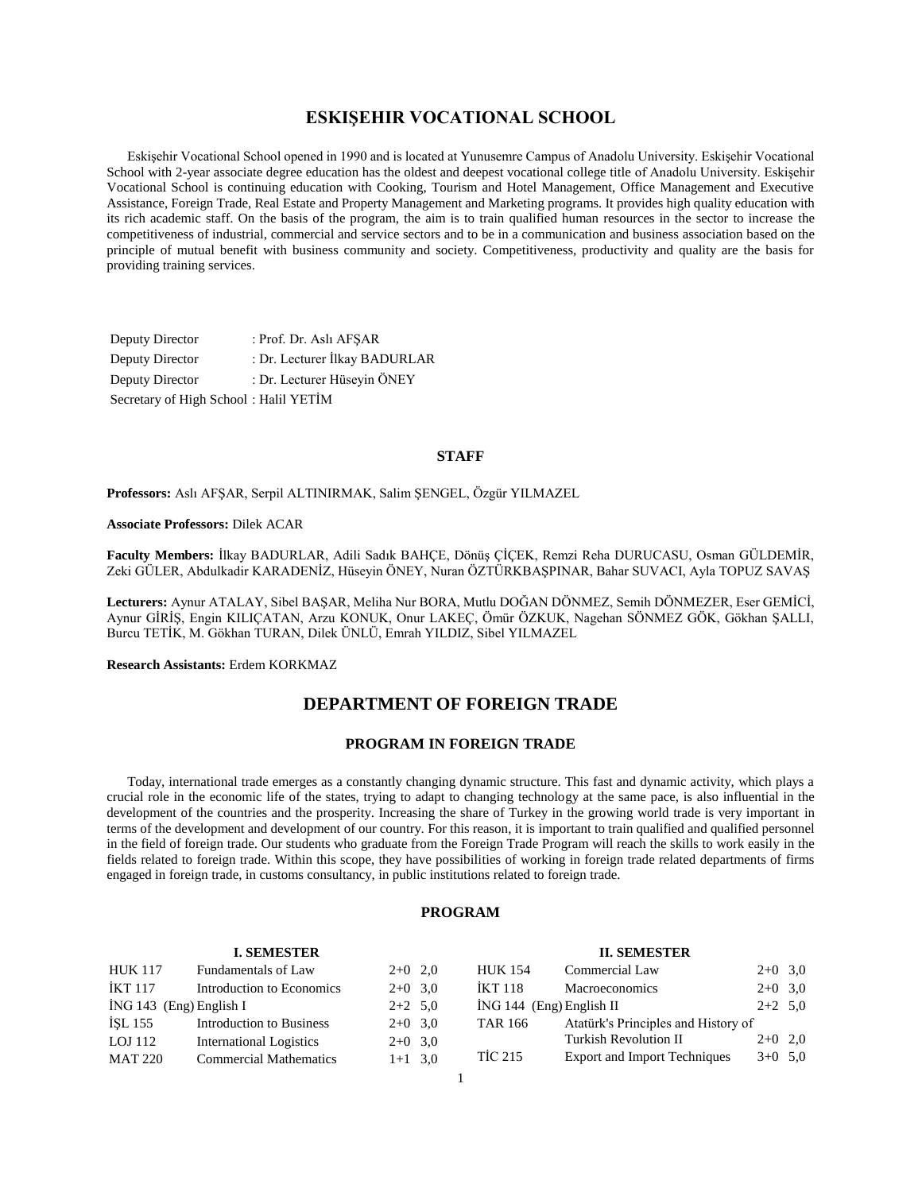# ESKIŞEHIR VOCATIONAL SCHOOL

Eskişehir Vocational School opened in 1990 and is located at Yunusemre Campus of Anadolu University. Eskişehir Vocational School with 2-year associate degree education has the oldest and deepest vocational college title of Anadolu University. Eskişehir Vocational School is continuing education with Cooking, Tourism and Hotel Management, Office Management and Executive Assistance, Foreign Trade, Real Estate and Property Management and Marketing programs. It provides high quality education with its rich academic staff. On the basis of the program, the aim is to train qualified human resources in the sector to increase the competitiveness of industrial, commercial and service sectors and to be in a communication and business association based on the principle of mutual benefit with business community and society. Competitiveness, productivity and quality are the basis for providing training services.

| | |
|---|---|
| Deputy Director | : Prof. Dr. Aslı AFŞAR |
| Deputy Director | : Dr. Lecturer İlkay BADURLAR |
| Deputy Director | : Dr. Lecturer Hüseyin ÖNEY |
| Secretary of High School | : Halil YETİM |

### STAFF

**Professors:** Aslı AFŞAR, Serpil ALTINIRMAK, Salim ŞENGEL, Özgür YILMAZEL

**Associate Professors:** Dilek ACAR

**Faculty Members:** İlkay BADURLAR, Adili Sadık BAHÇE, Dönüş ÇİÇEK, Remzi Reha DURUCASU, Osman GÜLDEMİR, Zeki GÜLER, Abdulkadir KARADENİZ, Hüseyin ÖNEY, Nuran ÖZTÜRKBAŞPINAR, Bahar SUVACI, Ayla TOPUZ SAVAŞ

**Lecturers:** Aynur ATALAY, Sibel BAŞAR, Meliha Nur BORA, Mutlu DOĞAN DÖNMEZ, Semih DÖNMEZER, Eser GEMİCİ, Aynur GİRİŞ, Engin KILIÇATAN, Arzu KONUK, Onur LAKEÇ, Ömür ÖZKUK, Nagehan SÖNMEZ GÖK, Gökhan ŞALLI, Burcu TETİK, M. Gökhan TURAN, Dilek ÜNLÜ, Emrah YILDIZ, Sibel YILMAZEL

**Research Assistants:** Erdem KORKMAZ

## DEPARTMENT OF FOREIGN TRADE

### PROGRAM IN FOREIGN TRADE

Today, international trade emerges as a constantly changing dynamic structure. This fast and dynamic activity, which plays a crucial role in the economic life of the states, trying to adapt to changing technology at the same pace, is also influential in the development of the countries and the prosperity. Increasing the share of Turkey in the growing world trade is very important in terms of the development and development of our country. For this reason, it is important to train qualified and qualified personnel in the field of foreign trade. Our students who graduate from the Foreign Trade Program will reach the skills to work easily in the fields related to foreign trade. Within this scope, they have possibilities of working in foreign trade related departments of firms engaged in foreign trade, in customs consultancy, in public institutions related to foreign trade.

### PROGRAM

**I. SEMESTER**

| | | | |
|---|---|---|---|
| HUK 117 | Fundamentals of Law | 2+0 | 2,0 |
| İKT 117 | Introduction to Economics | 2+0 | 3,0 |
| İNG 143 (Eng) | English I | 2+2 | 5,0 |
| İŞL 155 | Introduction to Business | 2+0 | 3,0 |
| LOJ 112 | International Logistics | 2+0 | 3,0 |
| MAT 220 | Commercial Mathematics | 1+1 | 3,0 |

**II. SEMESTER**

| | | | |
|---|---|---|---|
| HUK 154 | Commercial Law | 2+0 | 3,0 |
| İKT 118 | Macroeconomics | 2+0 | 3,0 |
| İNG 144 (Eng) | English II | 2+2 | 5,0 |
| TAR 166 | Atatürk's Principles and History of Turkish Revolution II | 2+0 | 2,0 |
| TİC 215 | Export and Import Techniques | 3+0 | 5,0 |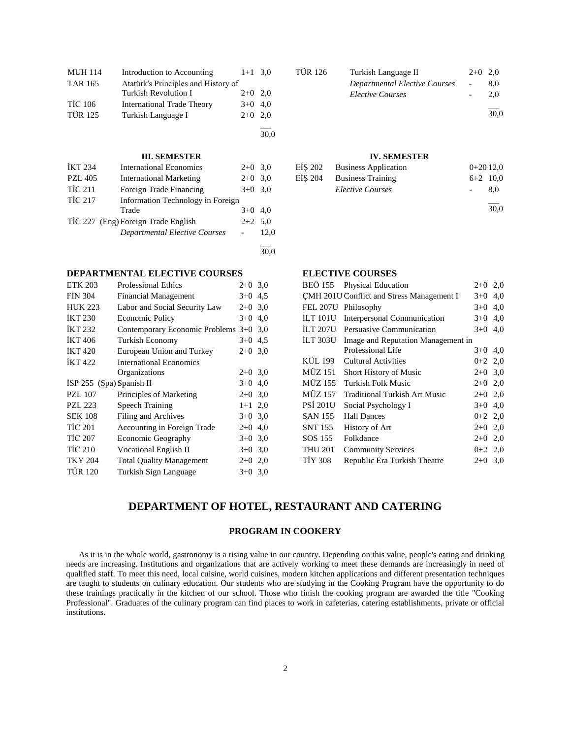| | | | |
|---|---|---|---|
| MUH 114 | Introduction to Accounting | 1+1 | 3,0 |
| TAR 165 | Atatürk's Principles and History of Turkish Revolution I | 2+0 | 2,0 |
| TİC 106 | International Trade Theory | 3+0 | 4,0 |
| TÜR 125 | Turkish Language I | 2+0 | 2,0 |
| | | | 30,0 |

| | | | |
|---|---|---|---|
| TÜR 126 | Turkish Language II | 2+0 | 2,0 |
| | *Departmental Elective Courses* | - | 8,0 |
| | *Elective Courses* | - | 2,0 |
| | | | 30,0 |

**III. SEMESTER**

| | | | |
|---|---|---|---|
| İKT 234 | International Economics | 2+0 | 3,0 |
| PZL 405 | International Marketing | 2+0 | 3,0 |
| TİC 211 | Foreign Trade Financing | 3+0 | 3,0 |
| TİC 217 | Information Technology in Foreign Trade | 3+0 | 4,0 |
| TİC 227 (Eng) | Foreign Trade English | 2+2 | 5,0 |
| | *Departmental Elective Courses* | - | 12,0 |
| | | | 30,0 |

**IV. SEMESTER**

| | | | |
|---|---|---|---|
| EİŞ 202 | Business Application | 0+20 | 12,0 |
| EİŞ 204 | Business Training | 6+2 | 10,0 |
| | *Elective Courses* | - | 8,0 |
| | | | 30,0 |

**DEPARTMENTAL ELECTIVE COURSES**

| | | | |
|---|---|---|---|
| ETK 203 | Professional Ethics | 2+0 | 3,0 |
| FİN 304 | Financial Management | 3+0 | 4,5 |
| HUK 223 | Labor and Social Security Law | 2+0 | 3,0 |
| İKT 230 | Economic Policy | 3+0 | 4,0 |
| İKT 232 | Contemporary Economic Problems | 3+0 | 3,0 |
| İKT 406 | Turkish Economy | 3+0 | 4,5 |
| İKT 420 | European Union and Turkey | 2+0 | 3,0 |
| İKT 422 | International Economics Organizations | 2+0 | 3,0 |
| İSP 255 (Spa) | Spanish II | 3+0 | 4,0 |
| PZL 107 | Principles of Marketing | 2+0 | 3,0 |
| PZL 223 | Speech Training | 1+1 | 2,0 |
| SEK 108 | Filing and Archives | 3+0 | 3,0 |
| TİC 201 | Accounting in Foreign Trade | 2+0 | 4,0 |
| TİC 207 | Economic Geography | 3+0 | 3,0 |
| TİC 210 | Vocational English II | 3+0 | 3,0 |
| TKY 204 | Total Quality Management | 2+0 | 2,0 |
| TÜR 120 | Turkish Sign Language | 3+0 | 3,0 |

**ELECTIVE COURSES**

| | | | |
|---|---|---|---|
| BEÖ 155 | Physical Education | 2+0 | 2,0 |
| ÇMH 201U | Conflict and Stress Management I | 3+0 | 4,0 |
| FEL 207U | Philosophy | 3+0 | 4,0 |
| İLT 101U | Interpersonal Communication | 3+0 | 4,0 |
| İLT 207U | Persuasive Communication | 3+0 | 4,0 |
| İLT 303U | Image and Reputation Management in Professional Life | 3+0 | 4,0 |
| KÜL 199 | Cultural Activities | 0+2 | 2,0 |
| MÜZ 151 | Short History of Music | 2+0 | 3,0 |
| MÜZ 155 | Turkish Folk Music | 2+0 | 2,0 |
| MÜZ 157 | Traditional Turkish Art Music | 2+0 | 2,0 |
| PSİ 201U | Social Psychology I | 3+0 | 4,0 |
| SAN 155 | Hall Dances | 0+2 | 2,0 |
| SNT 155 | History of Art | 2+0 | 2,0 |
| SOS 155 | Folkdance | 2+0 | 2,0 |
| THU 201 | Community Services | 0+2 | 2,0 |
| TİY 308 | Republic Era Turkish Theatre | 2+0 | 3,0 |

# DEPARTMENT OF HOTEL, RESTAURANT AND CATERING

## PROGRAM IN COOKERY

As it is in the whole world, gastronomy is a rising value in our country. Depending on this value, people's eating and drinking needs are increasing. Institutions and organizations that are actively working to meet these demands are increasingly in need of qualified staff. To meet this need, local cuisine, world cuisines, modern kitchen applications and different presentation techniques are taught to students on culinary education. Our students who are studying in the Cooking Program have the opportunity to do these trainings practically in the kitchen of our school. Those who finish the cooking program are awarded the title "Cooking Professional". Graduates of the culinary program can find places to work in cafeterias, catering establishments, private or official institutions.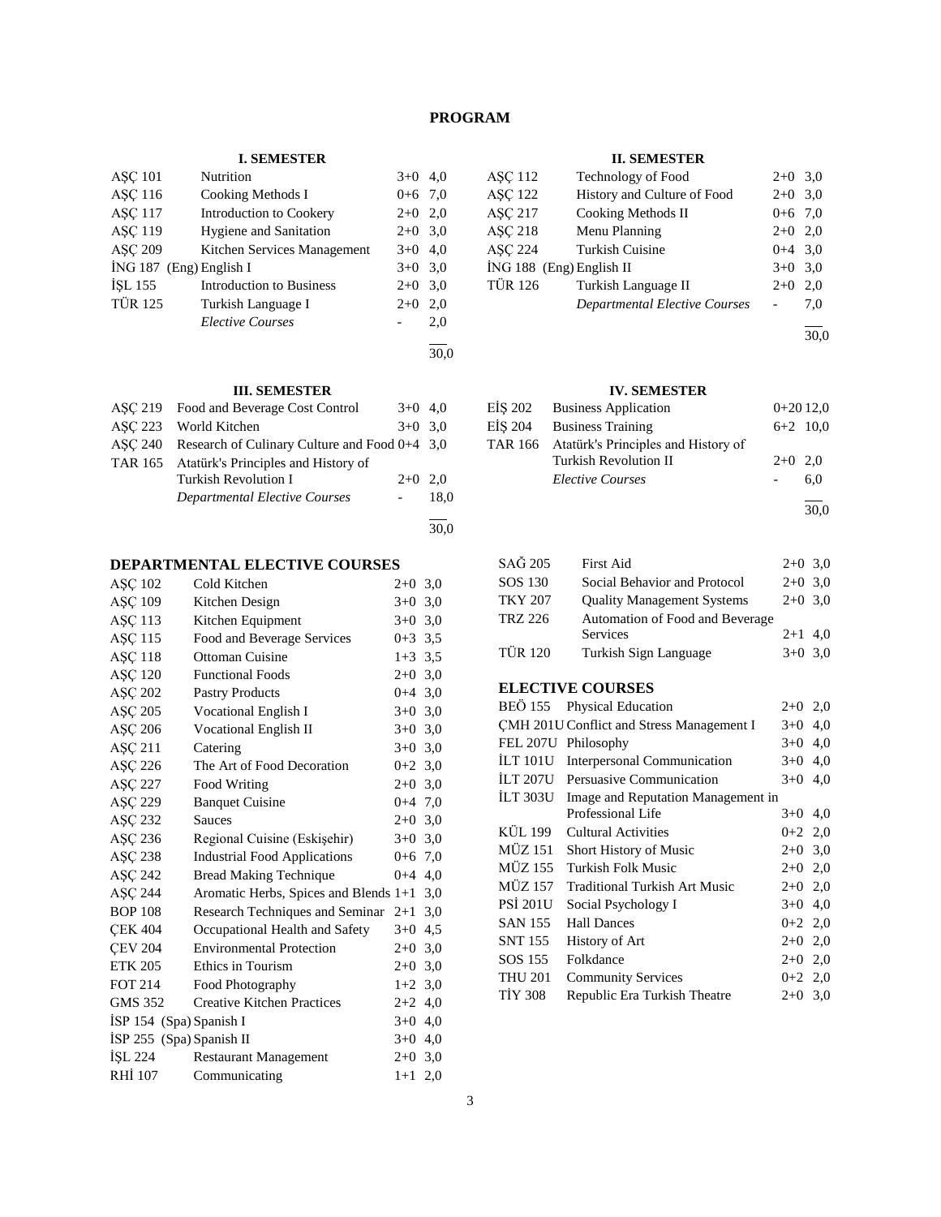# PROGRAM

### I. SEMESTER

| | | | |
|---|---|---|---|
| AŞÇ 101 | Nutrition | 3+0 | 4,0 |
| AŞÇ 116 | Cooking Methods I | 0+6 | 7,0 |
| AŞÇ 117 | Introduction to Cookery | 2+0 | 2,0 |
| AŞÇ 119 | Hygiene and Sanitation | 2+0 | 3,0 |
| AŞÇ 209 | Kitchen Services Management | 3+0 | 4,0 |
| İNG 187 (Eng) | English I | 3+0 | 3,0 |
| İŞL 155 | Introduction to Business | 2+0 | 3,0 |
| TÜR 125 | Turkish Language I | 2+0 | 2,0 |
| | *Elective Courses* | - | 2,0 |
| | | | 30,0 |

### II. SEMESTER

| | | | |
|---|---|---|---|
| AŞÇ 112 | Technology of Food | 2+0 | 3,0 |
| AŞÇ 122 | History and Culture of Food | 2+0 | 3,0 |
| AŞÇ 217 | Cooking Methods II | 0+6 | 7,0 |
| AŞÇ 218 | Menu Planning | 2+0 | 2,0 |
| AŞÇ 224 | Turkish Cuisine | 0+4 | 3,0 |
| İNG 188 (Eng) | English II | 3+0 | 3,0 |
| TÜR 126 | Turkish Language II | 2+0 | 2,0 |
| | *Departmental Elective Courses* | - | 7,0 |
| | | | 30,0 |

### III. SEMESTER

| | | | |
|---|---|---|---|
| AŞÇ 219 | Food and Beverage Cost Control | 3+0 | 4,0 |
| AŞÇ 223 | World Kitchen | 3+0 | 3,0 |
| AŞÇ 240 | Research of Culinary Culture and Food | 0+4 | 3,0 |
| TAR 165 | Atatürk's Principles and History of Turkish Revolution I | 2+0 | 2,0 |
| | *Departmental Elective Courses* | - | 18,0 |
| | | | 30,0 |

### IV. SEMESTER

| | | | |
|---|---|---|---|
| EİŞ 202 | Business Application | 0+20 | 12,0 |
| EİŞ 204 | Business Training | 6+2 | 10,0 |
| TAR 166 | Atatürk's Principles and History of Turkish Revolution II | 2+0 | 2,0 |
| | *Elective Courses* | - | 6,0 |
| | | | 30,0 |

## DEPARTMENTAL ELECTIVE COURSES

| | | | |
|---|---|---|---|
| AŞÇ 102 | Cold Kitchen | 2+0 | 3,0 |
| AŞÇ 109 | Kitchen Design | 3+0 | 3,0 |
| AŞÇ 113 | Kitchen Equipment | 3+0 | 3,0 |
| AŞÇ 115 | Food and Beverage Services | 0+3 | 3,5 |
| AŞÇ 118 | Ottoman Cuisine | 1+3 | 3,5 |
| AŞÇ 120 | Functional Foods | 2+0 | 3,0 |
| AŞÇ 202 | Pastry Products | 0+4 | 3,0 |
| AŞÇ 205 | Vocational English I | 3+0 | 3,0 |
| AŞÇ 206 | Vocational English II | 3+0 | 3,0 |
| AŞÇ 211 | Catering | 3+0 | 3,0 |
| AŞÇ 226 | The Art of Food Decoration | 0+2 | 3,0 |
| AŞÇ 227 | Food Writing | 2+0 | 3,0 |
| AŞÇ 229 | Banquet Cuisine | 0+4 | 7,0 |
| AŞÇ 232 | Sauces | 2+0 | 3,0 |
| AŞÇ 236 | Regional Cuisine (Eskişehir) | 3+0 | 3,0 |
| AŞÇ 238 | Industrial Food Applications | 0+6 | 7,0 |
| AŞÇ 242 | Bread Making Technique | 0+4 | 4,0 |
| AŞÇ 244 | Aromatic Herbs, Spices and Blends | 1+1 | 3,0 |
| BOP 108 | Research Techniques and Seminar | 2+1 | 3,0 |
| ÇEK 404 | Occupational Health and Safety | 3+0 | 4,5 |
| ÇEV 204 | Environmental Protection | 2+0 | 3,0 |
| ETK 205 | Ethics in Tourism | 2+0 | 3,0 |
| FOT 214 | Food Photography | 1+2 | 3,0 |
| GMS 352 | Creative Kitchen Practices | 2+2 | 4,0 |
| İSP 154 (Spa) | Spanish I | 3+0 | 4,0 |
| İSP 255 (Spa) | Spanish II | 3+0 | 4,0 |
| İŞL 224 | Restaurant Management | 2+0 | 3,0 |
| RHİ 107 | Communicating | 1+1 | 2,0 |
| SAĞ 205 | First Aid | 2+0 | 3,0 |
| SOS 130 | Social Behavior and Protocol | 2+0 | 3,0 |
| TKY 207 | Quality Management Systems | 2+0 | 3,0 |
| TRZ 226 | Automation of Food and Beverage Services | 2+1 | 4,0 |
| TÜR 120 | Turkish Sign Language | 3+0 | 3,0 |

## ELECTIVE COURSES

| | | | |
|---|---|---|---|
| BEÖ 155 | Physical Education | 2+0 | 2,0 |
| ÇMH 201U | Conflict and Stress Management I | 3+0 | 4,0 |
| FEL 207U | Philosophy | 3+0 | 4,0 |
| İLT 101U | Interpersonal Communication | 3+0 | 4,0 |
| İLT 207U | Persuasive Communication | 3+0 | 4,0 |
| İLT 303U | Image and Reputation Management in Professional Life | 3+0 | 4,0 |
| KÜL 199 | Cultural Activities | 0+2 | 2,0 |
| MÜZ 151 | Short History of Music | 2+0 | 3,0 |
| MÜZ 155 | Turkish Folk Music | 2+0 | 2,0 |
| MÜZ 157 | Traditional Turkish Art Music | 2+0 | 2,0 |
| PSİ 201U | Social Psychology I | 3+0 | 4,0 |
| SAN 155 | Hall Dances | 0+2 | 2,0 |
| SNT 155 | History of Art | 2+0 | 2,0 |
| SOS 155 | Folkdance | 2+0 | 2,0 |
| THU 201 | Community Services | 0+2 | 2,0 |
| TİY 308 | Republic Era Turkish Theatre | 2+0 | 3,0 |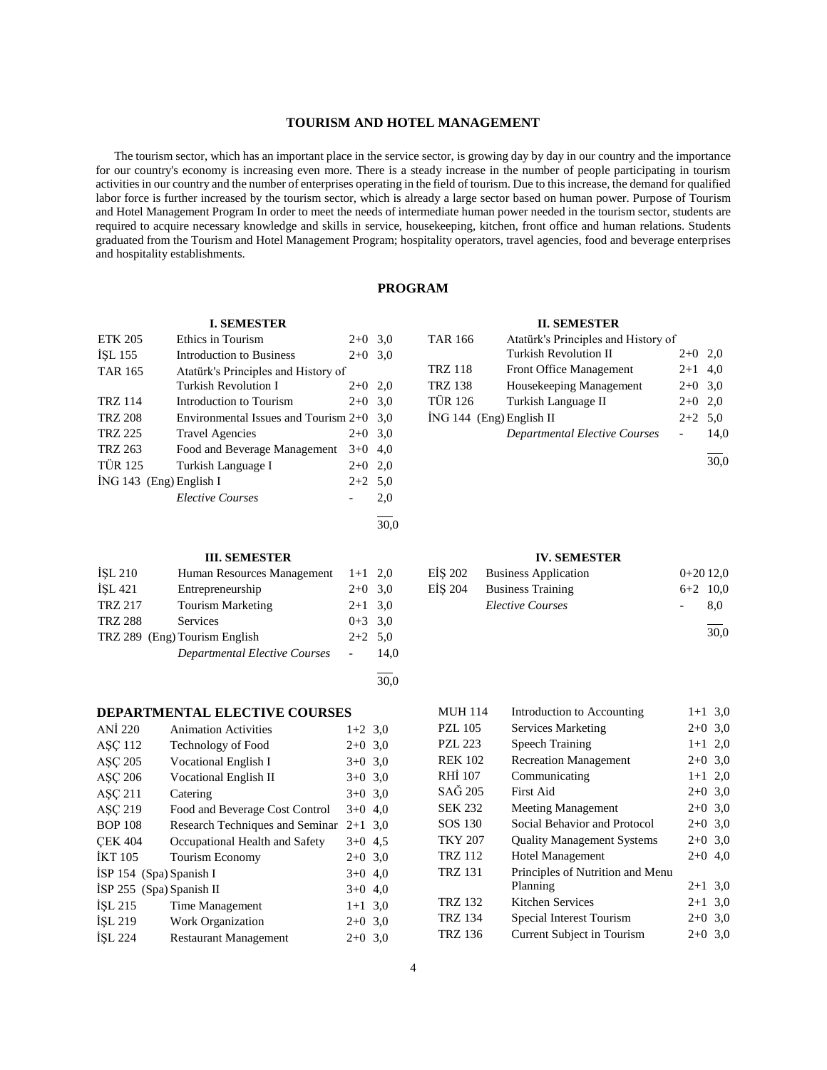# TOURISM AND HOTEL MANAGEMENT

The tourism sector, which has an important place in the service sector, is growing day by day in our country and the importance for our country's economy is increasing even more. There is a steady increase in the number of people participating in tourism activities in our country and the number of enterprises operating in the field of tourism. Due to this increase, the demand for qualified labor force is further increased by the tourism sector, which is already a large sector based on human power. Purpose of Tourism and Hotel Management Program In order to meet the needs of intermediate human power needed in the tourism sector, students are required to acquire necessary knowledge and skills in service, housekeeping, kitchen, front office and human relations. Students graduated from the Tourism and Hotel Management Program; hospitality operators, travel agencies, food and beverage enterprises and hospitality establishments.

## PROGRAM

### I. SEMESTER

| Code | Course | Hours | Credit |
|---|---|---|---|
| ETK 205 | Ethics in Tourism | 2+0 | 3,0 |
| İŞL 155 | Introduction to Business | 2+0 | 3,0 |
| TAR 165 | Atatürk's Principles and History of Turkish Revolution I | 2+0 | 2,0 |
| TRZ 114 | Introduction to Tourism | 2+0 | 3,0 |
| TRZ 208 | Environmental Issues and Tourism | 2+0 | 3,0 |
| TRZ 225 | Travel Agencies | 2+0 | 3,0 |
| TRZ 263 | Food and Beverage Management | 3+0 | 4,0 |
| TÜR 125 | Turkish Language I | 2+0 | 2,0 |
| İNG 143 (Eng) | English I | 2+2 | 5,0 |
| | *Elective Courses* | - | 2,0 |
| | | | 30,0 |

### II. SEMESTER

| Code | Course | Hours | Credit |
|---|---|---|---|
| TAR 166 | Atatürk's Principles and History of Turkish Revolution II | 2+0 | 2,0 |
| TRZ 118 | Front Office Management | 2+1 | 4,0 |
| TRZ 138 | Housekeeping Management | 2+0 | 3,0 |
| TÜR 126 | Turkish Language II | 2+0 | 2,0 |
| İNG 144 (Eng) | English II | 2+2 | 5,0 |
| | *Departmental Elective Courses* | - | 14,0 |
| | | | 30,0 |

### III. SEMESTER

| Code | Course | Hours | Credit |
|---|---|---|---|
| İŞL 210 | Human Resources Management | 1+1 | 2,0 |
| İŞL 421 | Entrepreneurship | 2+0 | 3,0 |
| TRZ 217 | Tourism Marketing | 2+1 | 3,0 |
| TRZ 288 | Services | 0+3 | 3,0 |
| TRZ 289 (Eng) | Tourism English | 2+2 | 5,0 |
| | *Departmental Elective Courses* | - | 14,0 |
| | | | 30,0 |

### IV. SEMESTER

| Code | Course | Hours | Credit |
|---|---|---|---|
| EİŞ 202 | Business Application | 0+20 | 12,0 |
| EİŞ 204 | Business Training | 6+2 | 10,0 |
| | *Elective Courses* | - | 8,0 |
| | | | 30,0 |

## DEPARTMENTAL ELECTIVE COURSES

| Code | Course | Hours | Credit |
|---|---|---|---|
| ANİ 220 | Animation Activities | 1+2 | 3,0 |
| AŞÇ 112 | Technology of Food | 2+0 | 3,0 |
| AŞÇ 205 | Vocational English I | 3+0 | 3,0 |
| AŞÇ 206 | Vocational English II | 3+0 | 3,0 |
| AŞÇ 211 | Catering | 3+0 | 3,0 |
| AŞÇ 219 | Food and Beverage Cost Control | 3+0 | 4,0 |
| BOP 108 | Research Techniques and Seminar | 2+1 | 3,0 |
| ÇEK 404 | Occupational Health and Safety | 3+0 | 4,5 |
| İKT 105 | Tourism Economy | 2+0 | 3,0 |
| İSP 154 (Spa) | Spanish I | 3+0 | 4,0 |
| İSP 255 (Spa) | Spanish II | 3+0 | 4,0 |
| İŞL 215 | Time Management | 1+1 | 3,0 |
| İŞL 219 | Work Organization | 2+0 | 3,0 |
| İŞL 224 | Restaurant Management | 2+0 | 3,0 |
| MUH 114 | Introduction to Accounting | 1+1 | 3,0 |
| PZL 105 | Services Marketing | 2+0 | 3,0 |
| PZL 223 | Speech Training | 1+1 | 2,0 |
| REK 102 | Recreation Management | 2+0 | 3,0 |
| RHİ 107 | Communicating | 1+1 | 2,0 |
| SAĞ 205 | First Aid | 2+0 | 3,0 |
| SEK 232 | Meeting Management | 2+0 | 3,0 |
| SOS 130 | Social Behavior and Protocol | 2+0 | 3,0 |
| TKY 207 | Quality Management Systems | 2+0 | 3,0 |
| TRZ 112 | Hotel Management | 2+0 | 4,0 |
| TRZ 131 | Principles of Nutrition and Menu Planning | 2+1 | 3,0 |
| TRZ 132 | Kitchen Services | 2+1 | 3,0 |
| TRZ 134 | Special Interest Tourism | 2+0 | 3,0 |
| TRZ 136 | Current Subject in Tourism | 2+0 | 3,0 |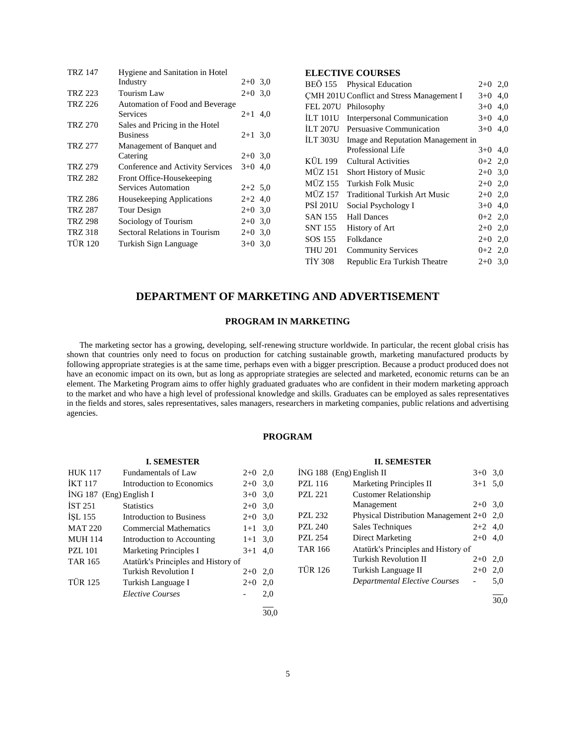| | | | |
|---|---|---|---|
| TRZ 147 | Hygiene and Sanitation in Hotel Industry | 2+0 | 3,0 |
| TRZ 223 | Tourism Law | 2+0 | 3,0 |
| TRZ 226 | Automation of Food and Beverage Services | 2+1 | 4,0 |
| TRZ 270 | Sales and Pricing in the Hotel Business | 2+1 | 3,0 |
| TRZ 277 | Management of Banquet and Catering | 2+0 | 3,0 |
| TRZ 279 | Conference and Activity Services | 3+0 | 4,0 |
| TRZ 282 | Front Office-Housekeeping Services Automation | 2+2 | 5,0 |
| TRZ 286 | Housekeeping Applications | 2+2 | 4,0 |
| TRZ 287 | Tour Design | 2+0 | 3,0 |
| TRZ 298 | Sociology of Tourism | 2+0 | 3,0 |
| TRZ 318 | Sectoral Relations in Tourism | 2+0 | 3,0 |
| TÜR 120 | Turkish Sign Language | 3+0 | 3,0 |

**ELECTIVE COURSES**

| | | | |
|---|---|---|---|
| BEÖ 155 | Physical Education | 2+0 | 2,0 |
| ÇMH 201U | Conflict and Stress Management I | 3+0 | 4,0 |
| FEL 207U | Philosophy | 3+0 | 4,0 |
| İLT 101U | Interpersonal Communication | 3+0 | 4,0 |
| İLT 207U | Persuasive Communication | 3+0 | 4,0 |
| İLT 303U | Image and Reputation Management in Professional Life | 3+0 | 4,0 |
| KÜL 199 | Cultural Activities | 0+2 | 2,0 |
| MÜZ 151 | Short History of Music | 2+0 | 3,0 |
| MÜZ 155 | Turkish Folk Music | 2+0 | 2,0 |
| MÜZ 157 | Traditional Turkish Art Music | 2+0 | 2,0 |
| PSİ 201U | Social Psychology I | 3+0 | 4,0 |
| SAN 155 | Hall Dances | 0+2 | 2,0 |
| SNT 155 | History of Art | 2+0 | 2,0 |
| SOS 155 | Folkdance | 2+0 | 2,0 |
| THU 201 | Community Services | 0+2 | 2,0 |
| TİY 308 | Republic Era Turkish Theatre | 2+0 | 3,0 |

# DEPARTMENT OF MARKETING AND ADVERTISEMENT

## PROGRAM IN MARKETING

The marketing sector has a growing, developing, self-renewing structure worldwide. In particular, the recent global crisis has shown that countries only need to focus on production for catching sustainable growth, marketing manufactured products by following appropriate strategies is at the same time, perhaps even with a bigger prescription. Because a product produced does not have an economic impact on its own, but as long as appropriate strategies are selected and marketed, economic returns can be an element. The Marketing Program aims to offer highly graduated graduates who are confident in their modern marketing approach to the market and who have a high level of professional knowledge and skills. Graduates can be employed as sales representatives in the fields and stores, sales representatives, sales managers, researchers in marketing companies, public relations and advertising agencies.

## PROGRAM

**I. SEMESTER**

| | | | |
|---|---|---|---|
| HUK 117 | Fundamentals of Law | 2+0 | 2,0 |
| İKT 117 | Introduction to Economics | 2+0 | 3,0 |
| İNG 187 (Eng) | English I | 3+0 | 3,0 |
| İST 251 | Statistics | 2+0 | 3,0 |
| İŞL 155 | Introduction to Business | 2+0 | 3,0 |
| MAT 220 | Commercial Mathematics | 1+1 | 3,0 |
| MUH 114 | Introduction to Accounting | 1+1 | 3,0 |
| PZL 101 | Marketing Principles I | 3+1 | 4,0 |
| TAR 165 | Atatürk's Principles and History of Turkish Revolution I | 2+0 | 2,0 |
| TÜR 125 | Turkish Language I | 2+0 | 2,0 |
| | *Elective Courses* | - | 2,0 |
| | | | 30,0 |

**II. SEMESTER**

| | | | |
|---|---|---|---|
| İNG 188 (Eng) | English II | 3+0 | 3,0 |
| PZL 116 | Marketing Principles II | 3+1 | 5,0 |
| PZL 221 | Customer Relationship Management | 2+0 | 3,0 |
| PZL 232 | Physical Distribution Management | 2+0 | 2,0 |
| PZL 240 | Sales Techniques | 2+2 | 4,0 |
| PZL 254 | Direct Marketing | 2+0 | 4,0 |
| TAR 166 | Atatürk's Principles and History of Turkish Revolution II | 2+0 | 2,0 |
| TÜR 126 | Turkish Language II | 2+0 | 2,0 |
| | *Departmental Elective Courses* | - | 5,0 |
| | | | 30,0 |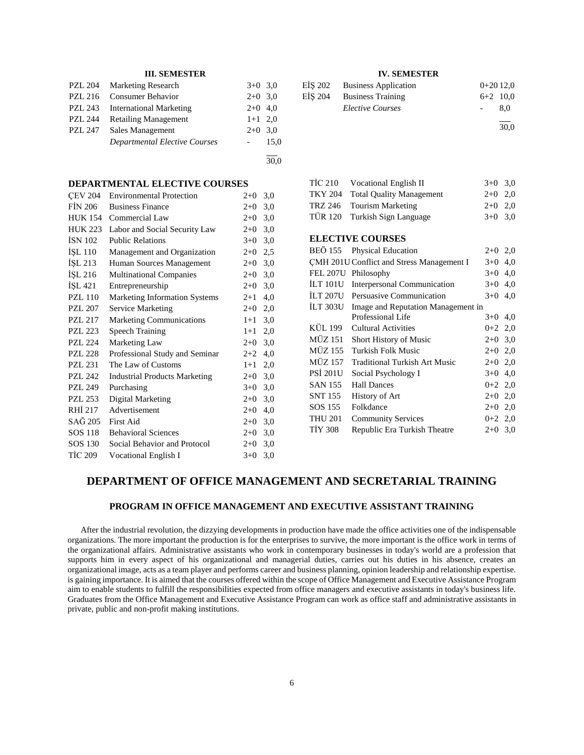### III. SEMESTER

| | | | |
|---|---|---|---|
| PZL 204 | Marketing Research | 3+0 | 3,0 |
| PZL 216 | Consumer Behavior | 2+0 | 3,0 |
| PZL 243 | International Marketing | 2+0 | 4,0 |
| PZL 244 | Retailing Management | 1+1 | 2,0 |
| PZL 247 | Sales Management | 2+0 | 3,0 |
| | *Departmental Elective Courses* | - | 15,0 |
| | | | 30,0 |

### IV. SEMESTER

| | | | |
|---|---|---|---|
| EİŞ 202 | Business Application | 0+20 | 12,0 |
| EİŞ 204 | Business Training | 6+2 | 10,0 |
| | *Elective Courses* | - | 8,0 |
| | | | 30,0 |

### DEPARTMENTAL ELECTIVE COURSES

| | | | |
|---|---|---|---|
| ÇEV 204 | Environmental Protection | 2+0 | 3,0 |
| FİN 206 | Business Finance | 2+0 | 3,0 |
| HUK 154 | Commercial Law | 2+0 | 3,0 |
| HUK 223 | Labor and Social Security Law | 2+0 | 3,0 |
| İSN 102 | Public Relations | 3+0 | 3,0 |
| İŞL 110 | Management and Organization | 2+0 | 2,5 |
| İŞL 213 | Human Sources Management | 2+0 | 3,0 |
| İŞL 216 | Multinational Companies | 2+0 | 3,0 |
| İŞL 421 | Entrepreneurship | 2+0 | 3,0 |
| PZL 110 | Marketing Information Systems | 2+1 | 4,0 |
| PZL 207 | Service Marketing | 2+0 | 2,0 |
| PZL 217 | Marketing Communications | 1+1 | 3,0 |
| PZL 223 | Speech Training | 1+1 | 2,0 |
| PZL 224 | Marketing Law | 2+0 | 3,0 |
| PZL 228 | Professional Study and Seminar | 2+2 | 4,0 |
| PZL 231 | The Law of Customs | 1+1 | 2,0 |
| PZL 242 | Industrial Products Marketing | 2+0 | 3,0 |
| PZL 249 | Purchasing | 3+0 | 3,0 |
| PZL 253 | Digital Marketing | 2+0 | 3,0 |
| RHİ 217 | Advertisement | 2+0 | 4,0 |
| SAĞ 205 | First Aid | 2+0 | 3,0 |
| SOS 118 | Behavioral Sciences | 2+0 | 3,0 |
| SOS 130 | Social Behavior and Protocol | 2+0 | 3,0 |
| TİC 209 | Vocational English I | 3+0 | 3,0 |
| TİC 210 | Vocational English II | 3+0 | 3,0 |
| TKY 204 | Total Quality Management | 2+0 | 2,0 |
| TRZ 246 | Tourism Marketing | 2+0 | 2,0 |
| TÜR 120 | Turkish Sign Language | 3+0 | 3,0 |

### ELECTIVE COURSES

| | | | |
|---|---|---|---|
| BEÖ 155 | Physical Education | 2+0 | 2,0 |
| ÇMH 201U | Conflict and Stress Management I | 3+0 | 4,0 |
| FEL 207U | Philosophy | 3+0 | 4,0 |
| İLT 101U | Interpersonal Communication | 3+0 | 4,0 |
| İLT 207U | Persuasive Communication | 3+0 | 4,0 |
| İLT 303U | Image and Reputation Management in Professional Life | 3+0 | 4,0 |
| KÜL 199 | Cultural Activities | 0+2 | 2,0 |
| MÜZ 151 | Short History of Music | 2+0 | 3,0 |
| MÜZ 155 | Turkish Folk Music | 2+0 | 2,0 |
| MÜZ 157 | Traditional Turkish Art Music | 2+0 | 2,0 |
| PSİ 201U | Social Psychology I | 3+0 | 4,0 |
| SAN 155 | Hall Dances | 0+2 | 2,0 |
| SNT 155 | History of Art | 2+0 | 2,0 |
| SOS 155 | Folkdance | 2+0 | 2,0 |
| THU 201 | Community Services | 0+2 | 2,0 |
| TİY 308 | Republic Era Turkish Theatre | 2+0 | 3,0 |

## DEPARTMENT OF OFFICE MANAGEMENT AND SECRETARIAL TRAINING

### PROGRAM IN OFFICE MANAGEMENT AND EXECUTIVE ASSISTANT TRAINING

After the industrial revolution, the dizzying developments in production have made the office activities one of the indispensable organizations. The more important the production is for the enterprises to survive, the more important is the office work in terms of the organizational affairs. Administrative assistants who work in contemporary businesses in today's world are a profession that supports him in every aspect of his organizational and managerial duties, carries out his duties in his absence, creates an organizational image, acts as a team player and performs career and business planning, opinion leadership and relationship expertise. is gaining importance. It is aimed that the courses offered within the scope of Office Management and Executive Assistance Program aim to enable students to fulfill the responsibilities expected from office managers and executive assistants in today's business life. Graduates from the Office Management and Executive Assistance Program can work as office staff and administrative assistants in private, public and non-profit making institutions.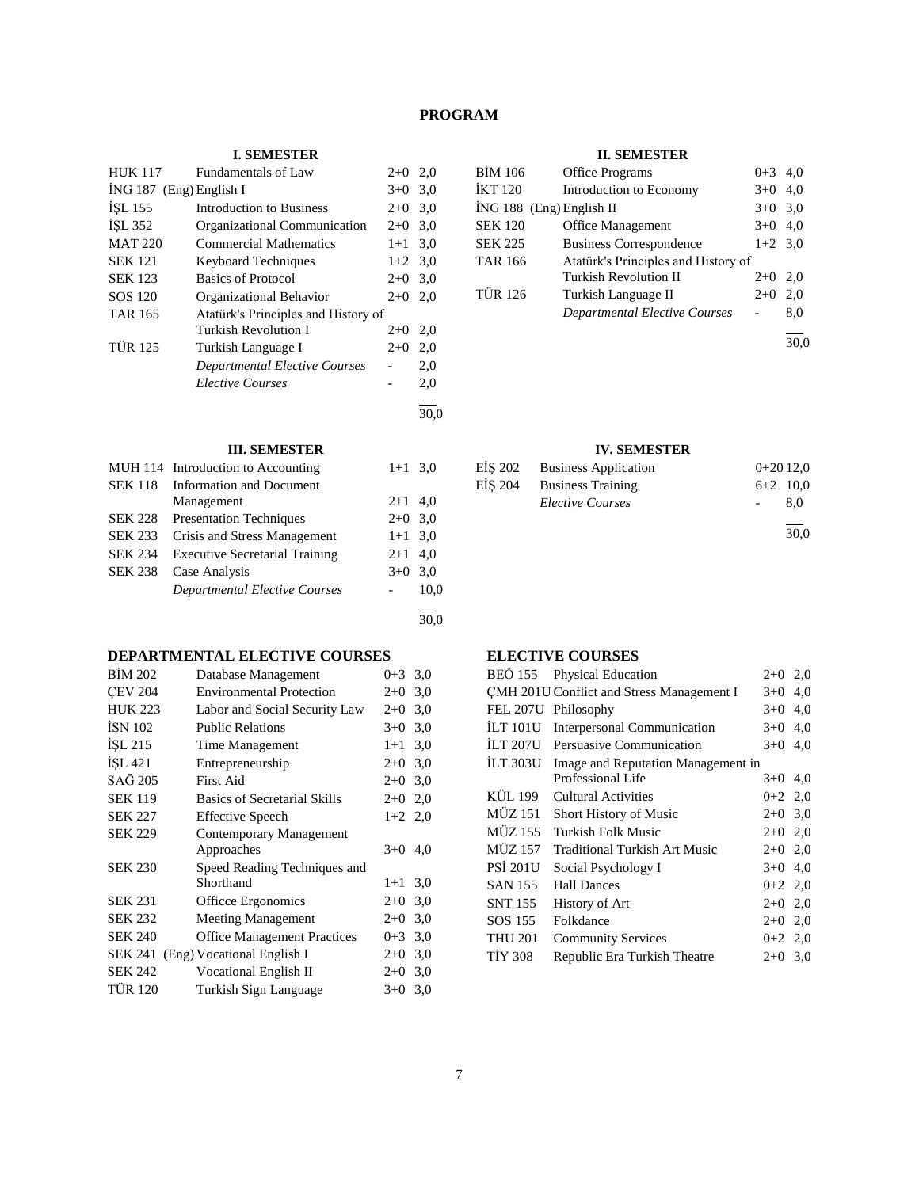# PROGRAM

### I. SEMESTER

| Code | Course | | ECTS |
|---|---|---|---|
| HUK 117 | Fundamentals of Law | 2+0 | 2,0 |
| İNG 187 (Eng) | English I | 3+0 | 3,0 |
| İŞL 155 | Introduction to Business | 2+0 | 3,0 |
| İŞL 352 | Organizational Communication | 2+0 | 3,0 |
| MAT 220 | Commercial Mathematics | 1+1 | 3,0 |
| SEK 121 | Keyboard Techniques | 1+2 | 3,0 |
| SEK 123 | Basics of Protocol | 2+0 | 3,0 |
| SOS 120 | Organizational Behavior | 2+0 | 2,0 |
| TAR 165 | Atatürk's Principles and History of Turkish Revolution I | 2+0 | 2,0 |
| TÜR 125 | Turkish Language I | 2+0 | 2,0 |
| | *Departmental Elective Courses* | - | 2,0 |
| | *Elective Courses* | - | 2,0 |
| | | | 30,0 |

### II. SEMESTER

| Code | Course | | ECTS |
|---|---|---|---|
| BİM 106 | Office Programs | 0+3 | 4,0 |
| İKT 120 | Introduction to Economy | 3+0 | 4,0 |
| İNG 188 (Eng) | English II | 3+0 | 3,0 |
| SEK 120 | Office Management | 3+0 | 4,0 |
| SEK 225 | Business Correspondence | 1+2 | 3,0 |
| TAR 166 | Atatürk's Principles and History of Turkish Revolution II | 2+0 | 2,0 |
| TÜR 126 | Turkish Language II | 2+0 | 2,0 |
| | *Departmental Elective Courses* | - | 8,0 |
| | | | 30,0 |

### III. SEMESTER

| Code | Course | | ECTS |
|---|---|---|---|
| MUH 114 | Introduction to Accounting | 1+1 | 3,0 |
| SEK 118 | Information and Document Management | 2+1 | 4,0 |
| SEK 228 | Presentation Techniques | 2+0 | 3,0 |
| SEK 233 | Crisis and Stress Management | 1+1 | 3,0 |
| SEK 234 | Executive Secretarial Training | 2+1 | 4,0 |
| SEK 238 | Case Analysis | 3+0 | 3,0 |
| | *Departmental Elective Courses* | - | 10,0 |
| | | | 30,0 |

### IV. SEMESTER

| Code | Course | | ECTS |
|---|---|---|---|
| EİŞ 202 | Business Application | 0+20 | 12,0 |
| EİŞ 204 | Business Training | 6+2 | 10,0 |
| | *Elective Courses* | - | 8,0 |
| | | | 30,0 |

## DEPARTMENTAL ELECTIVE COURSES

| Code | Course | | ECTS |
|---|---|---|---|
| BİM 202 | Database Management | 0+3 | 3,0 |
| ÇEV 204 | Environmental Protection | 2+0 | 3,0 |
| HUK 223 | Labor and Social Security Law | 2+0 | 3,0 |
| İSN 102 | Public Relations | 3+0 | 3,0 |
| İŞL 215 | Time Management | 1+1 | 3,0 |
| İŞL 421 | Entrepreneurship | 2+0 | 3,0 |
| SAĞ 205 | First Aid | 2+0 | 3,0 |
| SEK 119 | Basics of Secretarial Skills | 2+0 | 2,0 |
| SEK 227 | Effective Speech | 1+2 | 2,0 |
| SEK 229 | Contemporary Management Approaches | 3+0 | 4,0 |
| SEK 230 | Speed Reading Techniques and Shorthand | 1+1 | 3,0 |
| SEK 231 | Officce Ergonomics | 2+0 | 3,0 |
| SEK 232 | Meeting Management | 2+0 | 3,0 |
| SEK 240 | Office Management Practices | 0+3 | 3,0 |
| SEK 241 (Eng) | Vocational English I | 2+0 | 3,0 |
| SEK 242 | Vocational English II | 2+0 | 3,0 |
| TÜR 120 | Turkish Sign Language | 3+0 | 3,0 |

## ELECTIVE COURSES

| Code | Course | | ECTS |
|---|---|---|---|
| BEÖ 155 | Physical Education | 2+0 | 2,0 |
| ÇMH 201U | Conflict and Stress Management I | 3+0 | 4,0 |
| FEL 207U | Philosophy | 3+0 | 4,0 |
| İLT 101U | Interpersonal Communication | 3+0 | 4,0 |
| İLT 207U | Persuasive Communication | 3+0 | 4,0 |
| İLT 303U | Image and Reputation Management in Professional Life | 3+0 | 4,0 |
| KÜL 199 | Cultural Activities | 0+2 | 2,0 |
| MÜZ 151 | Short History of Music | 2+0 | 3,0 |
| MÜZ 155 | Turkish Folk Music | 2+0 | 2,0 |
| MÜZ 157 | Traditional Turkish Art Music | 2+0 | 2,0 |
| PSİ 201U | Social Psychology I | 3+0 | 4,0 |
| SAN 155 | Hall Dances | 0+2 | 2,0 |
| SNT 155 | History of Art | 2+0 | 2,0 |
| SOS 155 | Folkdance | 2+0 | 2,0 |
| THU 201 | Community Services | 0+2 | 2,0 |
| TİY 308 | Republic Era Turkish Theatre | 2+0 | 3,0 |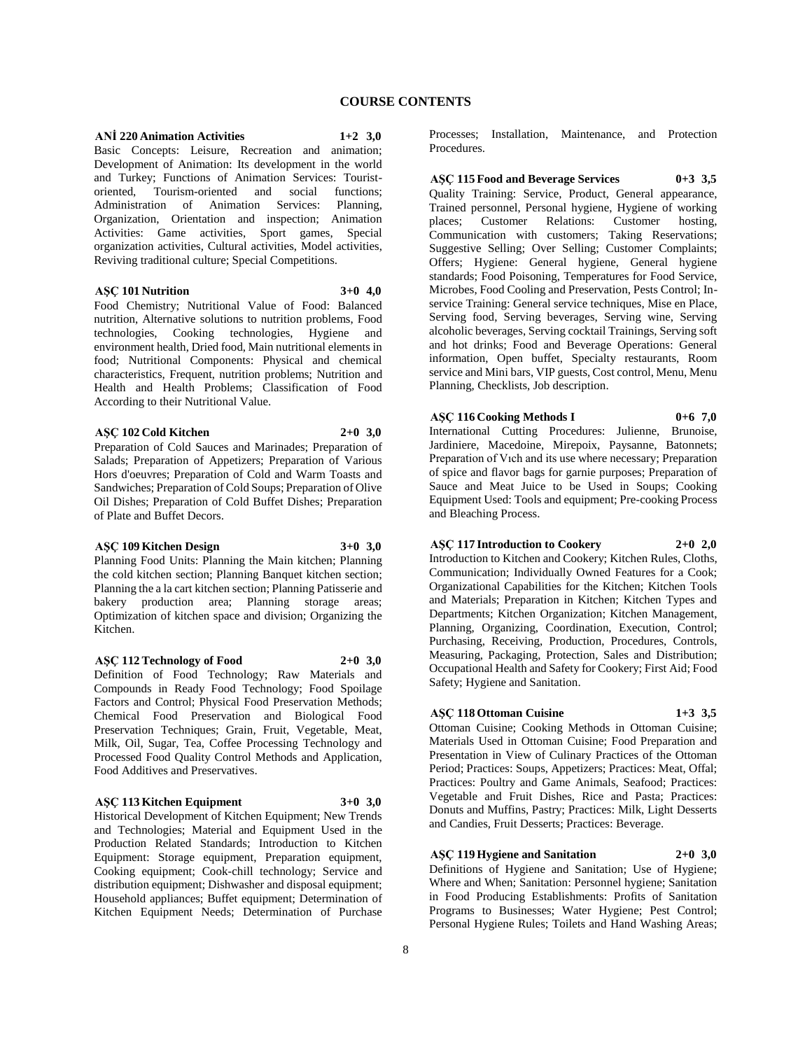# COURSE CONTENTS

**ANİ 220 Animation Activities 1+2 3,0**

Basic Concepts: Leisure, Recreation and animation; Development of Animation: Its development in the world and Turkey; Functions of Animation Services: Tourist-oriented, Tourism-oriented and social functions; Administration of Animation Services: Planning, Organization, Orientation and inspection; Animation Activities: Game activities, Sport games, Special organization activities, Cultural activities, Model activities, Reviving traditional culture; Special Competitions.

**AŞÇ 101 Nutrition 3+0 4,0**

Food Chemistry; Nutritional Value of Food: Balanced nutrition, Alternative solutions to nutrition problems, Food technologies, Cooking technologies, Hygiene and environment health, Dried food, Main nutritional elements in food; Nutritional Components: Physical and chemical characteristics, Frequent, nutrition problems; Nutrition and Health and Health Problems; Classification of Food According to their Nutritional Value.

**AŞÇ 102 Cold Kitchen 2+0 3,0**

Preparation of Cold Sauces and Marinades; Preparation of Salads; Preparation of Appetizers; Preparation of Various Hors d'oeuvres; Preparation of Cold and Warm Toasts and Sandwiches; Preparation of Cold Soups; Preparation of Olive Oil Dishes; Preparation of Cold Buffet Dishes; Preparation of Plate and Buffet Decors.

**AŞÇ 109 Kitchen Design 3+0 3,0**

Planning Food Units: Planning the Main kitchen; Planning the cold kitchen section; Planning Banquet kitchen section; Planning the a la cart kitchen section; Planning Patisserie and bakery production area; Planning storage areas; Optimization of kitchen space and division; Organizing the Kitchen.

**AŞÇ 112 Technology of Food 2+0 3,0**

Definition of Food Technology; Raw Materials and Compounds in Ready Food Technology; Food Spoilage Factors and Control; Physical Food Preservation Methods; Chemical Food Preservation and Biological Food Preservation Techniques; Grain, Fruit, Vegetable, Meat, Milk, Oil, Sugar, Tea, Coffee Processing Technology and Processed Food Quality Control Methods and Application, Food Additives and Preservatives.

**AŞÇ 113 Kitchen Equipment 3+0 3,0**

Historical Development of Kitchen Equipment; New Trends and Technologies; Material and Equipment Used in the Production Related Standards; Introduction to Kitchen Equipment: Storage equipment, Preparation equipment, Cooking equipment; Cook-chill technology; Service and distribution equipment; Dishwasher and disposal equipment; Household appliances; Buffet equipment; Determination of Kitchen Equipment Needs; Determination of Purchase Processes; Installation, Maintenance, and Protection Procedures.

**AŞÇ 115 Food and Beverage Services 0+3 3,5**

Quality Training: Service, Product, General appearance, Trained personnel, Personal hygiene, Hygiene of working places; Customer Relations: Customer hosting, Communication with customers; Taking Reservations; Suggestive Selling; Over Selling; Customer Complaints; Offers; Hygiene: General hygiene, General hygiene standards; Food Poisoning, Temperatures for Food Service, Microbes, Food Cooling and Preservation, Pests Control; In-service Training: General service techniques, Mise en Place, Serving food, Serving beverages, Serving wine, Serving alcoholic beverages, Serving cocktail Trainings, Serving soft and hot drinks; Food and Beverage Operations: General information, Open buffet, Specialty restaurants, Room service and Mini bars, VIP guests, Cost control, Menu, Menu Planning, Checklists, Job description.

**AŞÇ 116 Cooking Methods I 0+6 7,0**

International Cutting Procedures: Julienne, Brunoise, Jardiniere, Macedoine, Mirepoix, Paysanne, Batonnets; Preparation of Vıch and its use where necessary; Preparation of spice and flavor bags for garnie purposes; Preparation of Sauce and Meat Juice to be Used in Soups; Cooking Equipment Used: Tools and equipment; Pre-cooking Process and Bleaching Process.

**AŞÇ 117 Introduction to Cookery 2+0 2,0**

Introduction to Kitchen and Cookery; Kitchen Rules, Cloths, Communication; Individually Owned Features for a Cook; Organizational Capabilities for the Kitchen; Kitchen Tools and Materials; Preparation in Kitchen; Kitchen Types and Departments; Kitchen Organization; Kitchen Management, Planning, Organizing, Coordination, Execution, Control; Purchasing, Receiving, Production, Procedures, Controls, Measuring, Packaging, Protection, Sales and Distribution; Occupational Health and Safety for Cookery; First Aid; Food Safety; Hygiene and Sanitation.

**AŞÇ 118 Ottoman Cuisine 1+3 3,5**

Ottoman Cuisine; Cooking Methods in Ottoman Cuisine; Materials Used in Ottoman Cuisine; Food Preparation and Presentation in View of Culinary Practices of the Ottoman Period; Practices: Soups, Appetizers; Practices: Meat, Offal; Practices: Poultry and Game Animals, Seafood; Practices: Vegetable and Fruit Dishes, Rice and Pasta; Practices: Donuts and Muffins, Pastry; Practices: Milk, Light Desserts and Candies, Fruit Desserts; Practices: Beverage.

**AŞÇ 119 Hygiene and Sanitation 2+0 3,0**

Definitions of Hygiene and Sanitation; Use of Hygiene; Where and When; Sanitation: Personnel hygiene; Sanitation in Food Producing Establishments: Profits of Sanitation Programs to Businesses; Water Hygiene; Pest Control; Personal Hygiene Rules; Toilets and Hand Washing Areas;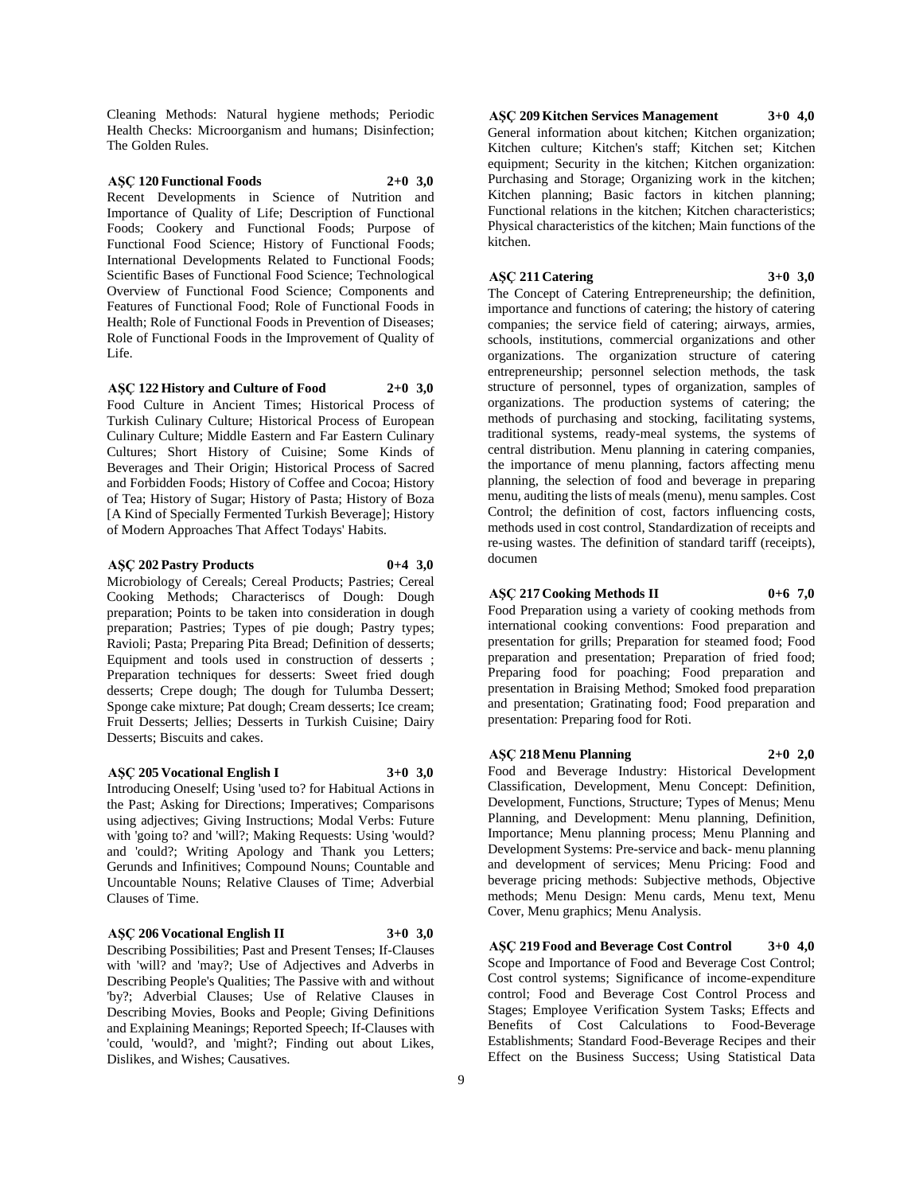Cleaning Methods: Natural hygiene methods; Periodic Health Checks: Microorganism and humans; Disinfection; The Golden Rules.

**AŞÇ 120 Functional Foods 2+0 3,0**

Recent Developments in Science of Nutrition and Importance of Quality of Life; Description of Functional Foods; Cookery and Functional Foods; Purpose of Functional Food Science; History of Functional Foods; International Developments Related to Functional Foods; Scientific Bases of Functional Food Science; Technological Overview of Functional Food Science; Components and Features of Functional Food; Role of Functional Foods in Health; Role of Functional Foods in Prevention of Diseases; Role of Functional Foods in the Improvement of Quality of Life.

**AŞÇ 122 History and Culture of Food 2+0 3,0**

Food Culture in Ancient Times; Historical Process of Turkish Culinary Culture; Historical Process of European Culinary Culture; Middle Eastern and Far Eastern Culinary Cultures; Short History of Cuisine; Some Kinds of Beverages and Their Origin; Historical Process of Sacred and Forbidden Foods; History of Coffee and Cocoa; History of Tea; History of Sugar; History of Pasta; History of Boza [A Kind of Specially Fermented Turkish Beverage]; History of Modern Approaches That Affect Todays' Habits.

**AŞÇ 202 Pastry Products 0+4 3,0**

Microbiology of Cereals; Cereal Products; Pastries; Cereal Cooking Methods; Characteriscs of Dough: Dough preparation; Points to be taken into consideration in dough preparation; Pastries; Types of pie dough; Pastry types; Ravioli; Pasta; Preparing Pita Bread; Definition of desserts; Equipment and tools used in construction of desserts ; Preparation techniques for desserts: Sweet fried dough desserts; Crepe dough; The dough for Tulumba Dessert; Sponge cake mixture; Pat dough; Cream desserts; Ice cream; Fruit Desserts; Jellies; Desserts in Turkish Cuisine; Dairy Desserts; Biscuits and cakes.

**AŞÇ 205 Vocational English I 3+0 3,0**

Introducing Oneself; Using 'used to? for Habitual Actions in the Past; Asking for Directions; Imperatives; Comparisons using adjectives; Giving Instructions; Modal Verbs: Future with 'going to? and 'will?; Making Requests: Using 'would? and 'could?; Writing Apology and Thank you Letters; Gerunds and Infinitives; Compound Nouns; Countable and Uncountable Nouns; Relative Clauses of Time; Adverbial Clauses of Time.

**AŞÇ 206 Vocational English II 3+0 3,0**

Describing Possibilities; Past and Present Tenses; If-Clauses with 'will? and 'may?; Use of Adjectives and Adverbs in Describing People's Qualities; The Passive with and without 'by?; Adverbial Clauses; Use of Relative Clauses in Describing Movies, Books and People; Giving Definitions and Explaining Meanings; Reported Speech; If-Clauses with 'could, 'would?, and 'might?; Finding out about Likes, Dislikes, and Wishes; Causatives.

**AŞÇ 209 Kitchen Services Management 3+0 4,0**

General information about kitchen; Kitchen organization; Kitchen culture; Kitchen's staff; Kitchen set; Kitchen equipment; Security in the kitchen; Kitchen organization: Purchasing and Storage; Organizing work in the kitchen; Kitchen planning; Basic factors in kitchen planning; Functional relations in the kitchen; Kitchen characteristics; Physical characteristics of the kitchen; Main functions of the kitchen.

**AŞÇ 211 Catering 3+0 3,0**

The Concept of Catering Entrepreneurship; the definition, importance and functions of catering; the history of catering companies; the service field of catering; airways, armies, schools, institutions, commercial organizations and other organizations. The organization structure of catering entrepreneurship; personnel selection methods, the task structure of personnel, types of organization, samples of organizations. The production systems of catering; the methods of purchasing and stocking, facilitating systems, traditional systems, ready-meal systems, the systems of central distribution. Menu planning in catering companies, the importance of menu planning, factors affecting menu planning, the selection of food and beverage in preparing menu, auditing the lists of meals (menu), menu samples. Cost Control; the definition of cost, factors influencing costs, methods used in cost control, Standardization of receipts and re-using wastes. The definition of standard tariff (receipts), documen

**AŞÇ 217 Cooking Methods II 0+6 7,0**

Food Preparation using a variety of cooking methods from international cooking conventions: Food preparation and presentation for grills; Preparation for steamed food; Food preparation and presentation; Preparation of fried food; Preparing food for poaching; Food preparation and presentation in Braising Method; Smoked food preparation and presentation; Gratinating food; Food preparation and presentation: Preparing food for Roti.

**AŞÇ 218 Menu Planning 2+0 2,0**

Food and Beverage Industry: Historical Development Classification, Development, Menu Concept: Definition, Development, Functions, Structure; Types of Menus; Menu Planning, and Development: Menu planning, Definition, Importance; Menu planning process; Menu Planning and Development Systems: Pre-service and back- menu planning and development of services; Menu Pricing: Food and beverage pricing methods: Subjective methods, Objective methods; Menu Design: Menu cards, Menu text, Menu Cover, Menu graphics; Menu Analysis.

**AŞÇ 219 Food and Beverage Cost Control 3+0 4,0**

Scope and Importance of Food and Beverage Cost Control; Cost control systems; Significance of income-expenditure control; Food and Beverage Cost Control Process and Stages; Employee Verification System Tasks; Effects and Benefits of Cost Calculations to Food-Beverage Establishments; Standard Food-Beverage Recipes and their Effect on the Business Success; Using Statistical Data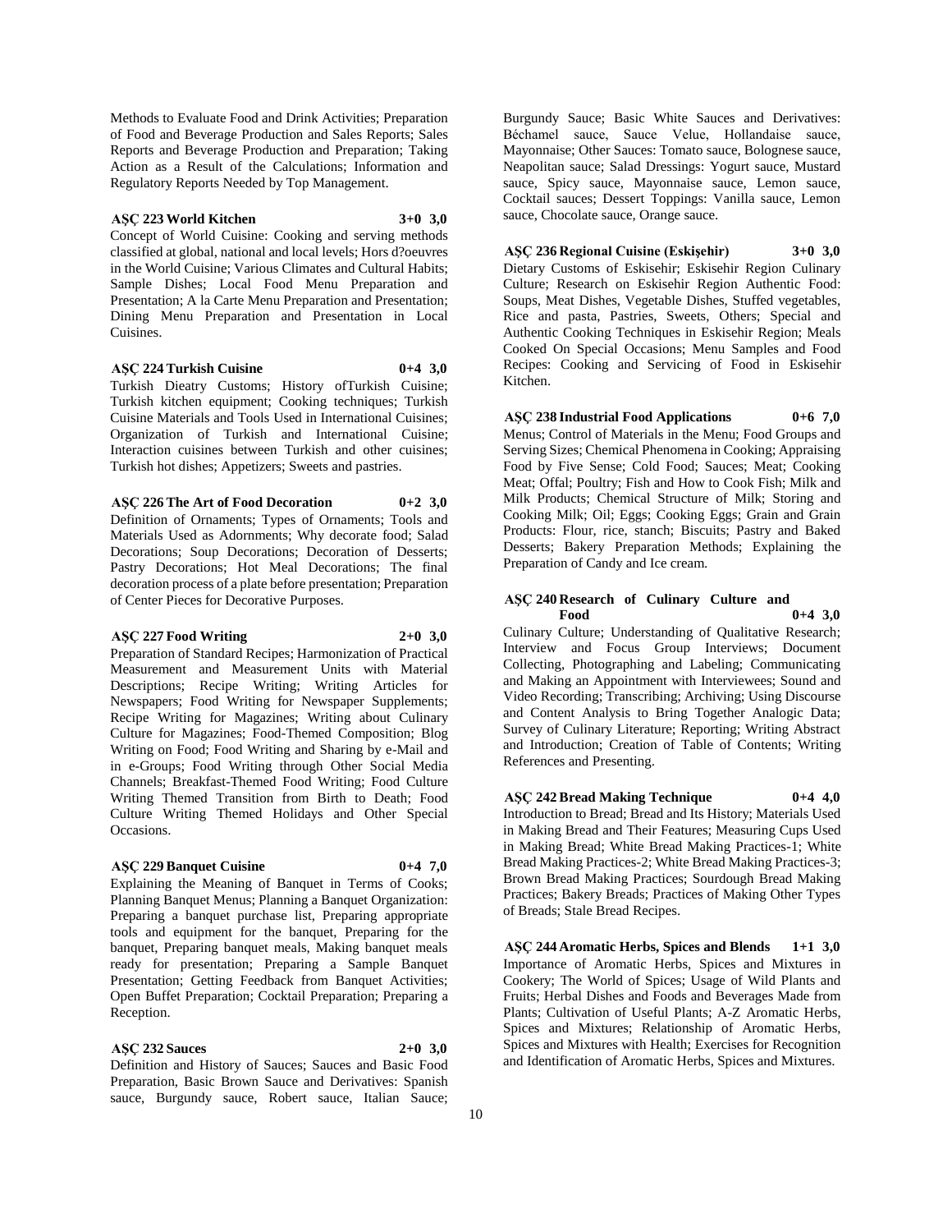Methods to Evaluate Food and Drink Activities; Preparation of Food and Beverage Production and Sales Reports; Sales Reports and Beverage Production and Preparation; Taking Action as a Result of the Calculations; Information and Regulatory Reports Needed by Top Management.

**AŞÇ 223 World Kitchen 3+0 3,0**

Concept of World Cuisine: Cooking and serving methods classified at global, national and local levels; Hors d?oeuvres in the World Cuisine; Various Climates and Cultural Habits; Sample Dishes; Local Food Menu Preparation and Presentation; A la Carte Menu Preparation and Presentation; Dining Menu Preparation and Presentation in Local Cuisines.

**AŞÇ 224 Turkish Cuisine 0+4 3,0**

Turkish Dieatry Customs; History ofTurkish Cuisine; Turkish kitchen equipment; Cooking techniques; Turkish Cuisine Materials and Tools Used in International Cuisines; Organization of Turkish and International Cuisine; Interaction cuisines between Turkish and other cuisines; Turkish hot dishes; Appetizers; Sweets and pastries.

**AŞÇ 226 The Art of Food Decoration 0+2 3,0**

Definition of Ornaments; Types of Ornaments; Tools and Materials Used as Adornments; Why decorate food; Salad Decorations; Soup Decorations; Decoration of Desserts; Pastry Decorations; Hot Meal Decorations; The final decoration process of a plate before presentation; Preparation of Center Pieces for Decorative Purposes.

**AŞÇ 227 Food Writing 2+0 3,0**

Preparation of Standard Recipes; Harmonization of Practical Measurement and Measurement Units with Material Descriptions; Recipe Writing; Writing Articles for Newspapers; Food Writing for Newspaper Supplements; Recipe Writing for Magazines; Writing about Culinary Culture for Magazines; Food-Themed Composition; Blog Writing on Food; Food Writing and Sharing by e-Mail and in e-Groups; Food Writing through Other Social Media Channels; Breakfast-Themed Food Writing; Food Culture Writing Themed Transition from Birth to Death; Food Culture Writing Themed Holidays and Other Special Occasions.

**AŞÇ 229 Banquet Cuisine 0+4 7,0**

Explaining the Meaning of Banquet in Terms of Cooks; Planning Banquet Menus; Planning a Banquet Organization: Preparing a banquet purchase list, Preparing appropriate tools and equipment for the banquet, Preparing for the banquet, Preparing banquet meals, Making banquet meals ready for presentation; Preparing a Sample Banquet Presentation; Getting Feedback from Banquet Activities; Open Buffet Preparation; Cocktail Preparation; Preparing a Reception.

**AŞÇ 232 Sauces 2+0 3,0**

Definition and History of Sauces; Sauces and Basic Food Preparation, Basic Brown Sauce and Derivatives: Spanish sauce, Burgundy sauce, Robert sauce, Italian Sauce; Burgundy Sauce; Basic White Sauces and Derivatives: Béchamel sauce, Sauce Velue, Hollandaise sauce, Mayonnaise; Other Sauces: Tomato sauce, Bolognese sauce, Neapolitan sauce; Salad Dressings: Yogurt sauce, Mustard sauce, Spicy sauce, Mayonnaise sauce, Lemon sauce, Cocktail sauces; Dessert Toppings: Vanilla sauce, Lemon sauce, Chocolate sauce, Orange sauce.

**AŞÇ 236 Regional Cuisine (Eskişehir) 3+0 3,0**

Dietary Customs of Eskisehir; Eskisehir Region Culinary Culture; Research on Eskisehir Region Authentic Food: Soups, Meat Dishes, Vegetable Dishes, Stuffed vegetables, Rice and pasta, Pastries, Sweets, Others; Special and Authentic Cooking Techniques in Eskisehir Region; Meals Cooked On Special Occasions; Menu Samples and Food Recipes: Cooking and Servicing of Food in Eskisehir Kitchen.

**AŞÇ 238 Industrial Food Applications 0+6 7,0**

Menus; Control of Materials in the Menu; Food Groups and Serving Sizes; Chemical Phenomena in Cooking; Appraising Food by Five Sense; Cold Food; Sauces; Meat; Cooking Meat; Offal; Poultry; Fish and How to Cook Fish; Milk and Milk Products; Chemical Structure of Milk; Storing and Cooking Milk; Oil; Eggs; Cooking Eggs; Grain and Grain Products: Flour, rice, stanch; Biscuits; Pastry and Baked Desserts; Bakery Preparation Methods; Explaining the Preparation of Candy and Ice cream.

**AŞÇ 240 Research of Culinary Culture and Food 0+4 3,0**

Culinary Culture; Understanding of Qualitative Research; Interview and Focus Group Interviews; Document Collecting, Photographing and Labeling; Communicating and Making an Appointment with Interviewees; Sound and Video Recording; Transcribing; Archiving; Using Discourse and Content Analysis to Bring Together Analogic Data; Survey of Culinary Literature; Reporting; Writing Abstract and Introduction; Creation of Table of Contents; Writing References and Presenting.

**AŞÇ 242 Bread Making Technique 0+4 4,0**

Introduction to Bread; Bread and Its History; Materials Used in Making Bread and Their Features; Measuring Cups Used in Making Bread; White Bread Making Practices-1; White Bread Making Practices-2; White Bread Making Practices-3; Brown Bread Making Practices; Sourdough Bread Making Practices; Bakery Breads; Practices of Making Other Types of Breads; Stale Bread Recipes.

**AŞÇ 244 Aromatic Herbs, Spices and Blends 1+1 3,0**

Importance of Aromatic Herbs, Spices and Mixtures in Cookery; The World of Spices; Usage of Wild Plants and Fruits; Herbal Dishes and Foods and Beverages Made from Plants; Cultivation of Useful Plants; A-Z Aromatic Herbs, Spices and Mixtures; Relationship of Aromatic Herbs, Spices and Mixtures with Health; Exercises for Recognition and Identification of Aromatic Herbs, Spices and Mixtures.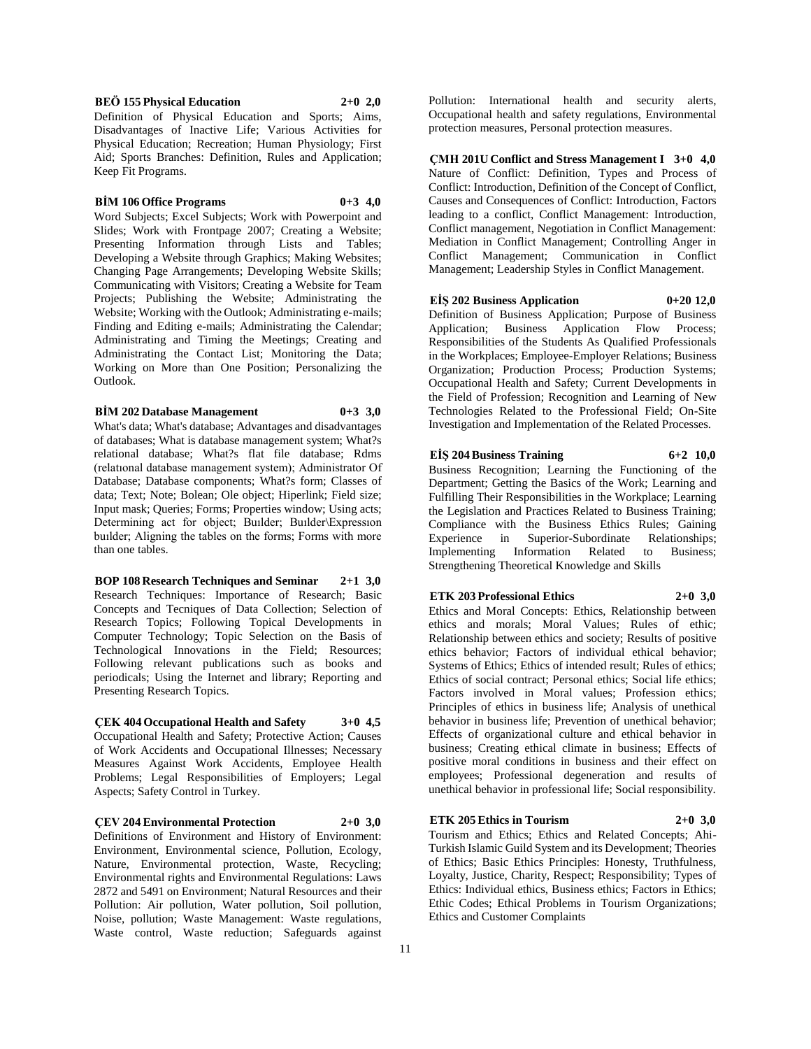**BEÖ 155 Physical Education 2+0 2,0**

Definition of Physical Education and Sports; Aims, Disadvantages of Inactive Life; Various Activities for Physical Education; Recreation; Human Physiology; First Aid; Sports Branches: Definition, Rules and Application; Keep Fit Programs.

**BİM 106 Office Programs 0+3 4,0**

Word Subjects; Excel Subjects; Work with Powerpoint and Slides; Work with Frontpage 2007; Creating a Website; Presenting Information through Lists and Tables; Developing a Website through Graphics; Making Websites; Changing Page Arrangements; Developing Website Skills; Communicating with Visitors; Creating a Website for Team Projects; Publishing the Website; Administrating the Website; Working with the Outlook; Administrating e-mails; Finding and Editing e-mails; Administrating the Calendar; Administrating and Timing the Meetings; Creating and Administrating the Contact List; Monitoring the Data; Working on More than One Position; Personalizing the Outlook.

**BİM 202 Database Management 0+3 3,0**

What's data; What's database; Advantages and disadvantages of databases; What is database management system; What?s relational database; What?s flat file database; Rdms (relatıonal database management system); Administrator Of Database; Database components; What?s form; Classes of data; Text; Note; Bolean; Ole object; Hiperlink; Field size; Input mask; Queries; Forms; Properties window; Using acts; Determining act for object; Buılder; Buılder\Expressıon buılder; Aligning the tables on the forms; Forms with more than one tables.

**BOP 108 Research Techniques and Seminar 2+1 3,0**

Research Techniques: Importance of Research; Basic Concepts and Tecniques of Data Collection; Selection of Research Topics; Following Topical Developments in Computer Technology; Topic Selection on the Basis of Technological Innovations in the Field; Resources; Following relevant publications such as books and periodicals; Using the Internet and library; Reporting and Presenting Research Topics.

**ÇEK 404 Occupational Health and Safety 3+0 4,5**

Occupational Health and Safety; Protective Action; Causes of Work Accidents and Occupational Illnesses; Necessary Measures Against Work Accidents, Employee Health Problems; Legal Responsibilities of Employers; Legal Aspects; Safety Control in Turkey.

**ÇEV 204 Environmental Protection 2+0 3,0**

Definitions of Environment and History of Environment: Environment, Environmental science, Pollution, Ecology, Nature, Environmental protection, Waste, Recycling; Environmental rights and Environmental Regulations: Laws 2872 and 5491 on Environment; Natural Resources and their Pollution: Air pollution, Water pollution, Soil pollution, Noise, pollution; Waste Management: Waste regulations, Waste control, Waste reduction; Safeguards against Pollution: International health and security alerts, Occupational health and safety regulations, Environmental protection measures, Personal protection measures.

**ÇMH 201U Conflict and Stress Management I 3+0 4,0**

Nature of Conflict: Definition, Types and Process of Conflict: Introduction, Definition of the Concept of Conflict, Causes and Consequences of Conflict: Introduction, Factors leading to a conflict, Conflict Management: Introduction, Conflict management, Negotiation in Conflict Management: Mediation in Conflict Management; Controlling Anger in Conflict Management; Communication in Conflict Management; Leadership Styles in Conflict Management.

**EİŞ 202 Business Application 0+20 12,0**

Definition of Business Application; Purpose of Business Application; Business Application Flow Process; Responsibilities of the Students As Qualified Professionals in the Workplaces; Employee-Employer Relations; Business Organization; Production Process; Production Systems; Occupational Health and Safety; Current Developments in the Field of Profession; Recognition and Learning of New Technologies Related to the Professional Field; On-Site Investigation and Implementation of the Related Processes.

**EİŞ 204 Business Training 6+2 10,0**

Business Recognition; Learning the Functioning of the Department; Getting the Basics of the Work; Learning and Fulfilling Their Responsibilities in the Workplace; Learning the Legislation and Practices Related to Business Training; Compliance with the Business Ethics Rules; Gaining Experience in Superior-Subordinate Relationships; Implementing Information Related to Business; Strengthening Theoretical Knowledge and Skills

**ETK 203 Professional Ethics 2+0 3,0**

Ethics and Moral Concepts: Ethics, Relationship between ethics and morals; Moral Values; Rules of ethic; Relationship between ethics and society; Results of positive ethics behavior; Factors of individual ethical behavior; Systems of Ethics; Ethics of intended result; Rules of ethics; Ethics of social contract; Personal ethics; Social life ethics; Factors involved in Moral values; Profession ethics; Principles of ethics in business life; Analysis of unethical behavior in business life; Prevention of unethical behavior; Effects of organizational culture and ethical behavior in business; Creating ethical climate in business; Effects of positive moral conditions in business and their effect on employees; Professional degeneration and results of unethical behavior in professional life; Social responsibility.

**ETK 205 Ethics in Tourism 2+0 3,0**

Tourism and Ethics; Ethics and Related Concepts; Ahi-Turkish Islamic Guild System and its Development; Theories of Ethics; Basic Ethics Principles: Honesty, Truthfulness, Loyalty, Justice, Charity, Respect; Responsibility; Types of Ethics: Individual ethics, Business ethics; Factors in Ethics; Ethic Codes; Ethical Problems in Tourism Organizations; Ethics and Customer Complaints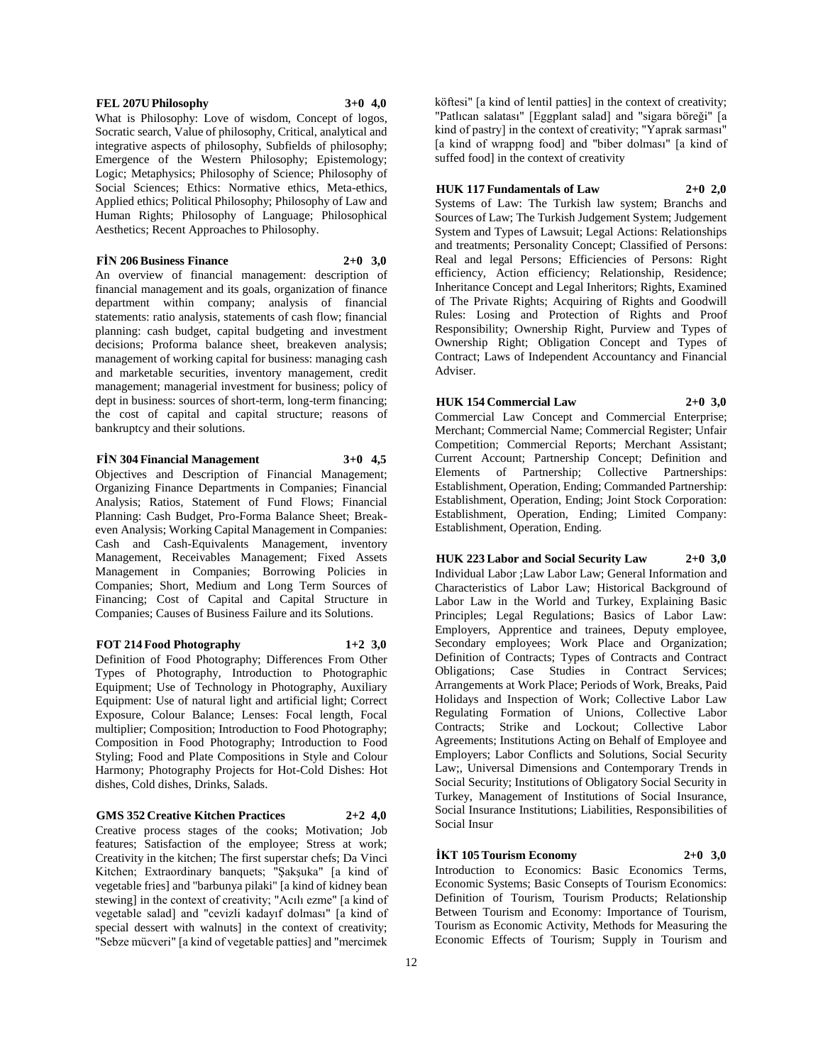**FEL 207U Philosophy 3+0 4,0**

What is Philosophy: Love of wisdom, Concept of logos, Socratic search, Value of philosophy, Critical, analytical and integrative aspects of philosophy, Subfields of philosophy; Emergence of the Western Philosophy; Epistemology; Logic; Metaphysics; Philosophy of Science; Philosophy of Social Sciences; Ethics: Normative ethics, Meta-ethics, Applied ethics; Political Philosophy; Philosophy of Law and Human Rights; Philosophy of Language; Philosophical Aesthetics; Recent Approaches to Philosophy.

**FİN 206 Business Finance 2+0 3,0**

An overview of financial management: description of financial management and its goals, organization of finance department within company; analysis of financial statements: ratio analysis, statements of cash flow; financial planning: cash budget, capital budgeting and investment decisions; Proforma balance sheet, breakeven analysis; management of working capital for business: managing cash and marketable securities, inventory management, credit management; managerial investment for business; policy of dept in business: sources of short-term, long-term financing; the cost of capital and capital structure; reasons of bankruptcy and their solutions.

**FİN 304 Financial Management 3+0 4,5**

Objectives and Description of Financial Management; Organizing Finance Departments in Companies; Financial Analysis; Ratios, Statement of Fund Flows; Financial Planning: Cash Budget, Pro-Forma Balance Sheet; Break-even Analysis; Working Capital Management in Companies: Cash and Cash-Equivalents Management, inventory Management, Receivables Management; Fixed Assets Management in Companies; Borrowing Policies in Companies; Short, Medium and Long Term Sources of Financing; Cost of Capital and Capital Structure in Companies; Causes of Business Failure and its Solutions.

**FOT 214 Food Photography 1+2 3,0**

Definition of Food Photography; Differences From Other Types of Photography, Introduction to Photographic Equipment; Use of Technology in Photography, Auxiliary Equipment: Use of natural light and artificial light; Correct Exposure, Colour Balance; Lenses: Focal length, Focal multiplier; Composition; Introduction to Food Photography; Composition in Food Photography; Introduction to Food Styling; Food and Plate Compositions in Style and Colour Harmony; Photography Projects for Hot-Cold Dishes: Hot dishes, Cold dishes, Drinks, Salads.

**GMS 352 Creative Kitchen Practices 2+2 4,0**

Creative process stages of the cooks; Motivation; Job features; Satisfaction of the employee; Stress at work; Creativity in the kitchen; The first superstar chefs; Da Vinci Kitchen; Extraordinary banquets; "Şakşuka" [a kind of vegetable fries] and "barbunya pilaki" [a kind of kidney bean stewing] in the context of creativity; "Acılı ezme" [a kind of vegetable salad] and "cevizli kadayıf dolması" [a kind of special dessert with walnuts] in the context of creativity; "Sebze mücveri" [a kind of vegetable patties] and "mercimek köftesi" [a kind of lentil patties] in the context of creativity; "Patlıcan salatası" [Eggplant salad] and "sigara böreği" [a kind of pastry] in the context of creativity; "Yaprak sarması" [a kind of wrappng food] and "biber dolması" [a kind of suffed food] in the context of creativity

**HUK 117 Fundamentals of Law 2+0 2,0**

Systems of Law: The Turkish law system; Branchs and Sources of Law; The Turkish Judgement System; Judgement System and Types of Lawsuit; Legal Actions: Relationships and treatments; Personality Concept; Classified of Persons: Real and legal Persons; Efficiencies of Persons: Right efficiency, Action efficiency; Relationship, Residence; Inheritance Concept and Legal Inheritors; Rights, Examined of The Private Rights; Acquiring of Rights and Goodwill Rules: Losing and Protection of Rights and Proof Responsibility; Ownership Right, Purview and Types of Ownership Right; Obligation Concept and Types of Contract; Laws of Independent Accountancy and Financial Adviser.

**HUK 154 Commercial Law 2+0 3,0**

Commercial Law Concept and Commercial Enterprise; Merchant; Commercial Name; Commercial Register; Unfair Competition; Commercial Reports; Merchant Assistant; Current Account; Partnership Concept; Definition and Elements of Partnership; Collective Partnerships: Establishment, Operation, Ending; Commanded Partnership: Establishment, Operation, Ending; Joint Stock Corporation: Establishment, Operation, Ending; Limited Company: Establishment, Operation, Ending.

**HUK 223 Labor and Social Security Law 2+0 3,0**

Individual Labor ;Law Labor Law; General Information and Characteristics of Labor Law; Historical Background of Labor Law in the World and Turkey, Explaining Basic Principles; Legal Regulations; Basics of Labor Law: Employers, Apprentice and trainees, Deputy employee, Secondary employees; Work Place and Organization; Definition of Contracts; Types of Contracts and Contract Obligations; Case Studies in Contract Services; Arrangements at Work Place; Periods of Work, Breaks, Paid Holidays and Inspection of Work; Collective Labor Law Regulating Formation of Unions, Collective Labor Contracts; Strike and Lockout; Collective Labor Agreements; Institutions Acting on Behalf of Employee and Employers; Labor Conflicts and Solutions, Social Security Law;, Universal Dimensions and Contemporary Trends in Social Security; Institutions of Obligatory Social Security in Turkey, Management of Institutions of Social Insurance, Social Insurance Institutions; Liabilities, Responsibilities of Social Insur

**İKT 105 Tourism Economy 2+0 3,0**

Introduction to Economics: Basic Economics Terms, Economic Systems; Basic Consepts of Tourism Economics: Definition of Tourism, Tourism Products; Relationship Between Tourism and Economy: Importance of Tourism, Tourism as Economic Activity, Methods for Measuring the Economic Effects of Tourism; Supply in Tourism and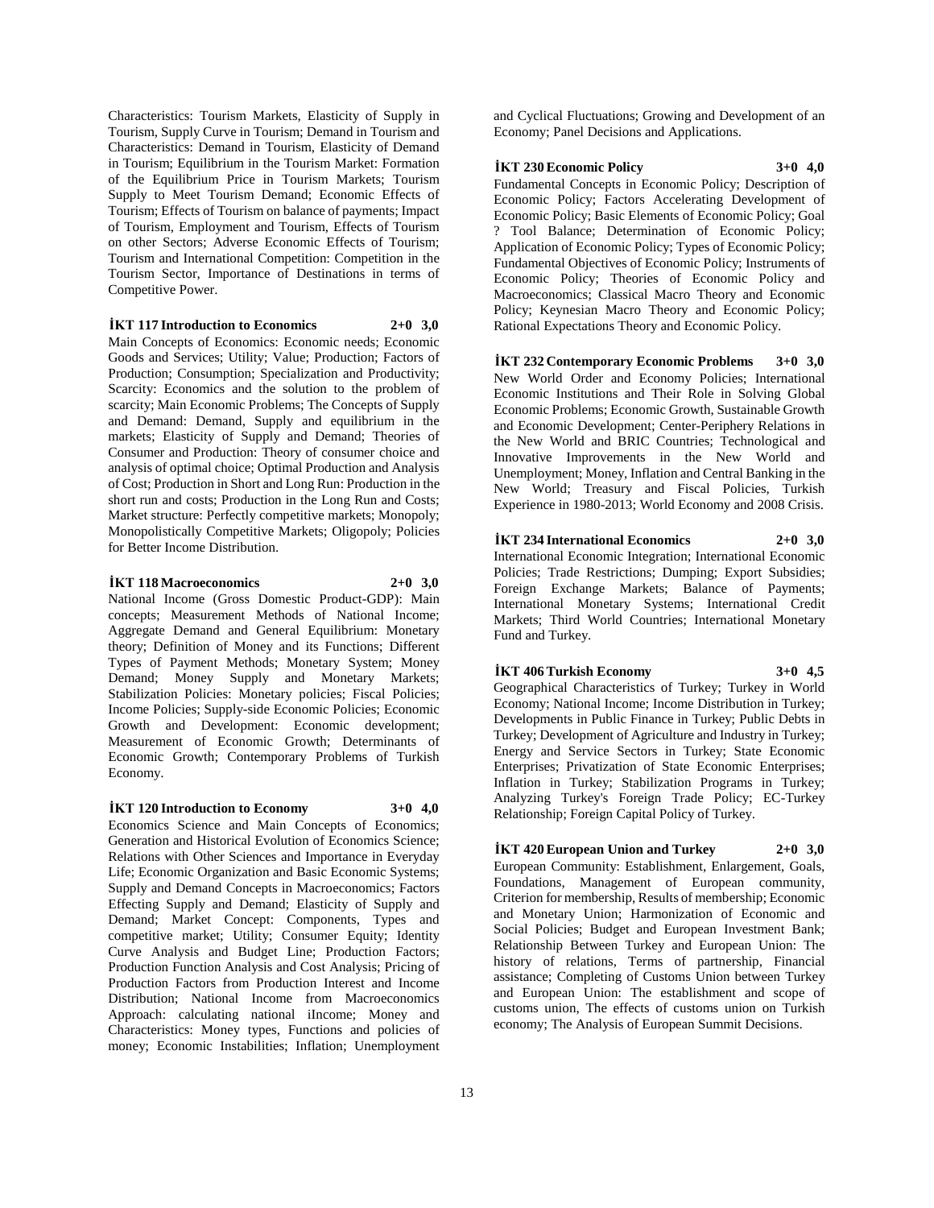Characteristics: Tourism Markets, Elasticity of Supply in Tourism, Supply Curve in Tourism; Demand in Tourism and Characteristics: Demand in Tourism, Elasticity of Demand in Tourism; Equilibrium in the Tourism Market: Formation of the Equilibrium Price in Tourism Markets; Tourism Supply to Meet Tourism Demand; Economic Effects of Tourism; Effects of Tourism on balance of payments; Impact of Tourism, Employment and Tourism, Effects of Tourism on other Sectors; Adverse Economic Effects of Tourism; Tourism and International Competition: Competition in the Tourism Sector, Importance of Destinations in terms of Competitive Power.

**İKT 117 Introduction to Economics 2+0 3,0**

Main Concepts of Economics: Economic needs; Economic Goods and Services; Utility; Value; Production; Factors of Production; Consumption; Specialization and Productivity; Scarcity: Economics and the solution to the problem of scarcity; Main Economic Problems; The Concepts of Supply and Demand: Demand, Supply and equilibrium in the markets; Elasticity of Supply and Demand; Theories of Consumer and Production: Theory of consumer choice and analysis of optimal choice; Optimal Production and Analysis of Cost; Production in Short and Long Run: Production in the short run and costs; Production in the Long Run and Costs; Market structure: Perfectly competitive markets; Monopoly; Monopolistically Competitive Markets; Oligopoly; Policies for Better Income Distribution.

**İKT 118 Macroeconomics 2+0 3,0**

National Income (Gross Domestic Product-GDP): Main concepts; Measurement Methods of National Income; Aggregate Demand and General Equilibrium: Monetary theory; Definition of Money and its Functions; Different Types of Payment Methods; Monetary System; Money Demand; Money Supply and Monetary Markets; Stabilization Policies: Monetary policies; Fiscal Policies; Income Policies; Supply-side Economic Policies; Economic Growth and Development: Economic development; Measurement of Economic Growth; Determinants of Economic Growth; Contemporary Problems of Turkish Economy.

**İKT 120 Introduction to Economy 3+0 4,0**

Economics Science and Main Concepts of Economics; Generation and Historical Evolution of Economics Science; Relations with Other Sciences and Importance in Everyday Life; Economic Organization and Basic Economic Systems; Supply and Demand Concepts in Macroeconomics; Factors Effecting Supply and Demand; Elasticity of Supply and Demand; Market Concept: Components, Types and competitive market; Utility; Consumer Equity; Identity Curve Analysis and Budget Line; Production Factors; Production Function Analysis and Cost Analysis; Pricing of Production Factors from Production Interest and Income Distribution; National Income from Macroeconomics Approach: calculating national iIncome; Money and Characteristics: Money types, Functions and policies of money; Economic Instabilities; Inflation; Unemployment and Cyclical Fluctuations; Growing and Development of an Economy; Panel Decisions and Applications.

**İKT 230 Economic Policy 3+0 4,0**

Fundamental Concepts in Economic Policy; Description of Economic Policy; Factors Accelerating Development of Economic Policy; Basic Elements of Economic Policy; Goal ? Tool Balance; Determination of Economic Policy; Application of Economic Policy; Types of Economic Policy; Fundamental Objectives of Economic Policy; Instruments of Economic Policy; Theories of Economic Policy and Macroeconomics; Classical Macro Theory and Economic Policy; Keynesian Macro Theory and Economic Policy; Rational Expectations Theory and Economic Policy.

**İKT 232 Contemporary Economic Problems 3+0 3,0**

New World Order and Economy Policies; International Economic Institutions and Their Role in Solving Global Economic Problems; Economic Growth, Sustainable Growth and Economic Development; Center-Periphery Relations in the New World and BRIC Countries; Technological and Innovative Improvements in the New World and Unemployment; Money, Inflation and Central Banking in the New World; Treasury and Fiscal Policies, Turkish Experience in 1980-2013; World Economy and 2008 Crisis.

**İKT 234 International Economics 2+0 3,0**

International Economic Integration; International Economic Policies; Trade Restrictions; Dumping; Export Subsidies; Foreign Exchange Markets; Balance of Payments; International Monetary Systems; International Credit Markets; Third World Countries; International Monetary Fund and Turkey.

**İKT 406 Turkish Economy 3+0 4,5**

Geographical Characteristics of Turkey; Turkey in World Economy; National Income; Income Distribution in Turkey; Developments in Public Finance in Turkey; Public Debts in Turkey; Development of Agriculture and Industry in Turkey; Energy and Service Sectors in Turkey; State Economic Enterprises; Privatization of State Economic Enterprises; Inflation in Turkey; Stabilization Programs in Turkey; Analyzing Turkey's Foreign Trade Policy; EC-Turkey Relationship; Foreign Capital Policy of Turkey.

**İKT 420 European Union and Turkey 2+0 3,0**

European Community: Establishment, Enlargement, Goals, Foundations, Management of European community, Criterion for membership, Results of membership; Economic and Monetary Union; Harmonization of Economic and Social Policies; Budget and European Investment Bank; Relationship Between Turkey and European Union: The history of relations, Terms of partnership, Financial assistance; Completing of Customs Union between Turkey and European Union: The establishment and scope of customs union, The effects of customs union on Turkish economy; The Analysis of European Summit Decisions.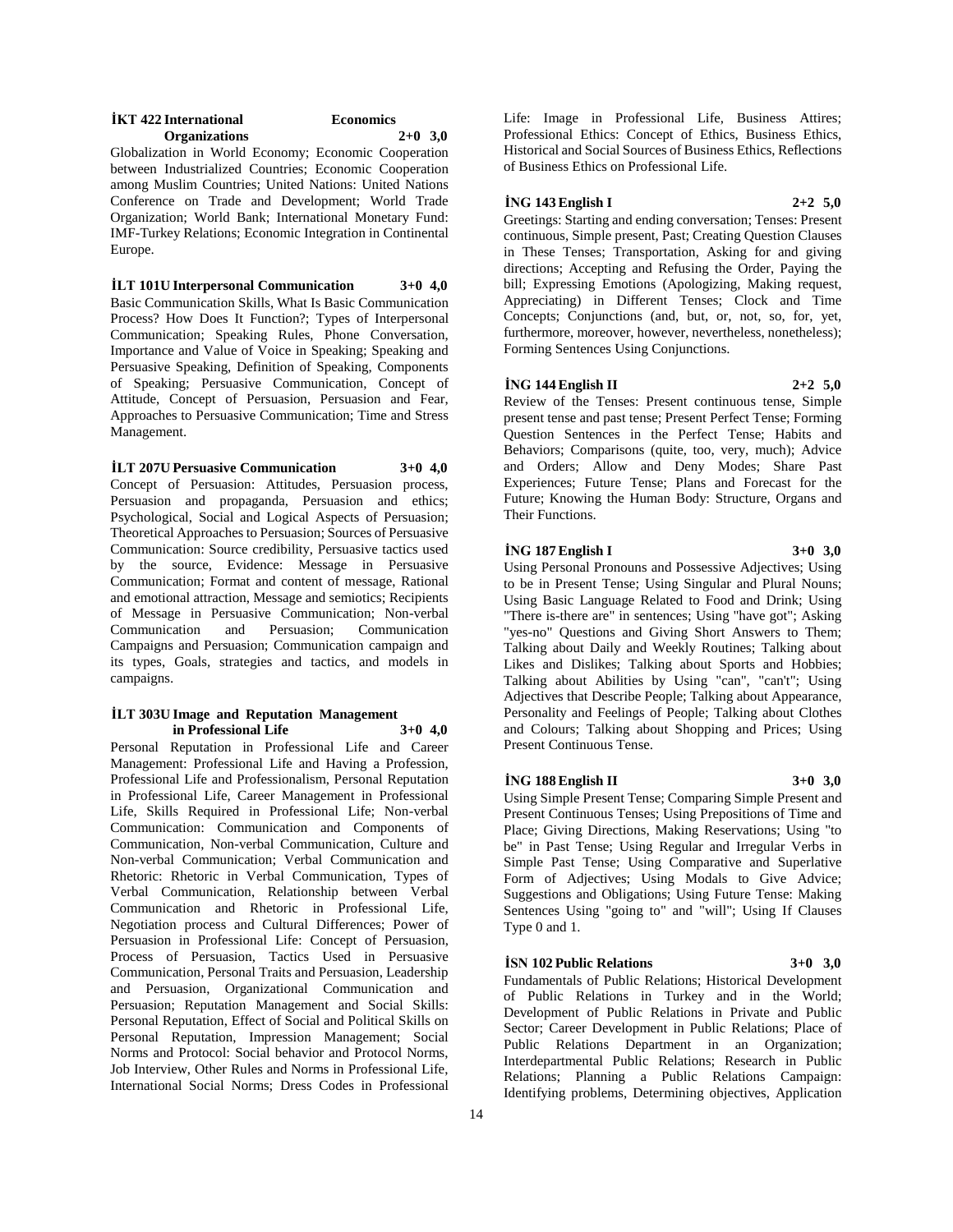**İKT 422 International Economics Organizations 2+0 3,0**

Globalization in World Economy; Economic Cooperation between Industrialized Countries; Economic Cooperation among Muslim Countries; United Nations: United Nations Conference on Trade and Development; World Trade Organization; World Bank; International Monetary Fund: IMF-Turkey Relations; Economic Integration in Continental Europe.

**İLT 101U Interpersonal Communication 3+0 4,0**

Basic Communication Skills, What Is Basic Communication Process? How Does It Function?; Types of Interpersonal Communication; Speaking Rules, Phone Conversation, Importance and Value of Voice in Speaking; Speaking and Persuasive Speaking, Definition of Speaking, Components of Speaking; Persuasive Communication, Concept of Attitude, Concept of Persuasion, Persuasion and Fear, Approaches to Persuasive Communication; Time and Stress Management.

**İLT 207U Persuasive Communication 3+0 4,0**

Concept of Persuasion: Attitudes, Persuasion process, Persuasion and propaganda, Persuasion and ethics; Psychological, Social and Logical Aspects of Persuasion; Theoretical Approaches to Persuasion; Sources of Persuasive Communication: Source credibility, Persuasive tactics used by the source, Evidence: Message in Persuasive Communication; Format and content of message, Rational and emotional attraction, Message and semiotics; Recipients of Message in Persuasive Communication; Non-verbal Communication and Persuasion; Communication Campaigns and Persuasion; Communication campaign and its types, Goals, strategies and tactics, and models in campaigns.

**İLT 303U Image and Reputation Management in Professional Life 3+0 4,0**

Personal Reputation in Professional Life and Career Management: Professional Life and Having a Profession, Professional Life and Professionalism, Personal Reputation in Professional Life, Career Management in Professional Life, Skills Required in Professional Life; Non-verbal Communication: Communication and Components of Communication, Non-verbal Communication, Culture and Non-verbal Communication; Verbal Communication and Rhetoric: Rhetoric in Verbal Communication, Types of Verbal Communication, Relationship between Verbal Communication and Rhetoric in Professional Life, Negotiation process and Cultural Differences; Power of Persuasion in Professional Life: Concept of Persuasion, Process of Persuasion, Tactics Used in Persuasive Communication, Personal Traits and Persuasion, Leadership and Persuasion, Organizational Communication and Persuasion; Reputation Management and Social Skills: Personal Reputation, Effect of Social and Political Skills on Personal Reputation, Impression Management; Social Norms and Protocol: Social behavior and Protocol Norms, Job Interview, Other Rules and Norms in Professional Life, International Social Norms; Dress Codes in Professional Life: Image in Professional Life, Business Attires; Professional Ethics: Concept of Ethics, Business Ethics, Historical and Social Sources of Business Ethics, Reflections of Business Ethics on Professional Life.

**İNG 143 English I 2+2 5,0**

Greetings: Starting and ending conversation; Tenses: Present continuous, Simple present, Past; Creating Question Clauses in These Tenses; Transportation, Asking for and giving directions; Accepting and Refusing the Order, Paying the bill; Expressing Emotions (Apologizing, Making request, Appreciating) in Different Tenses; Clock and Time Concepts; Conjunctions (and, but, or, not, so, for, yet, furthermore, moreover, however, nevertheless, nonetheless); Forming Sentences Using Conjunctions.

**İNG 144 English II 2+2 5,0**

Review of the Tenses: Present continuous tense, Simple present tense and past tense; Present Perfect Tense; Forming Question Sentences in the Perfect Tense; Habits and Behaviors; Comparisons (quite, too, very, much); Advice and Orders; Allow and Deny Modes; Share Past Experiences; Future Tense; Plans and Forecast for the Future; Knowing the Human Body: Structure, Organs and Their Functions.

**İNG 187 English I 3+0 3,0**

Using Personal Pronouns and Possessive Adjectives; Using to be in Present Tense; Using Singular and Plural Nouns; Using Basic Language Related to Food and Drink; Using "There is-there are" in sentences; Using "have got"; Asking "yes-no" Questions and Giving Short Answers to Them; Talking about Daily and Weekly Routines; Talking about Likes and Dislikes; Talking about Sports and Hobbies; Talking about Abilities by Using "can", "can't"; Using Adjectives that Describe People; Talking about Appearance, Personality and Feelings of People; Talking about Clothes and Colours; Talking about Shopping and Prices; Using Present Continuous Tense.

**İNG 188 English II 3+0 3,0**

Using Simple Present Tense; Comparing Simple Present and Present Continuous Tenses; Using Prepositions of Time and Place; Giving Directions, Making Reservations; Using "to be" in Past Tense; Using Regular and Irregular Verbs in Simple Past Tense; Using Comparative and Superlative Form of Adjectives; Using Modals to Give Advice; Suggestions and Obligations; Using Future Tense: Making Sentences Using "going to" and "will"; Using If Clauses Type 0 and 1.

**İSN 102 Public Relations 3+0 3,0**

Fundamentals of Public Relations; Historical Development of Public Relations in Turkey and in the World; Development of Public Relations in Private and Public Sector; Career Development in Public Relations; Place of Public Relations Department in an Organization; Interdepartmental Public Relations; Research in Public Relations; Planning a Public Relations Campaign: Identifying problems, Determining objectives, Application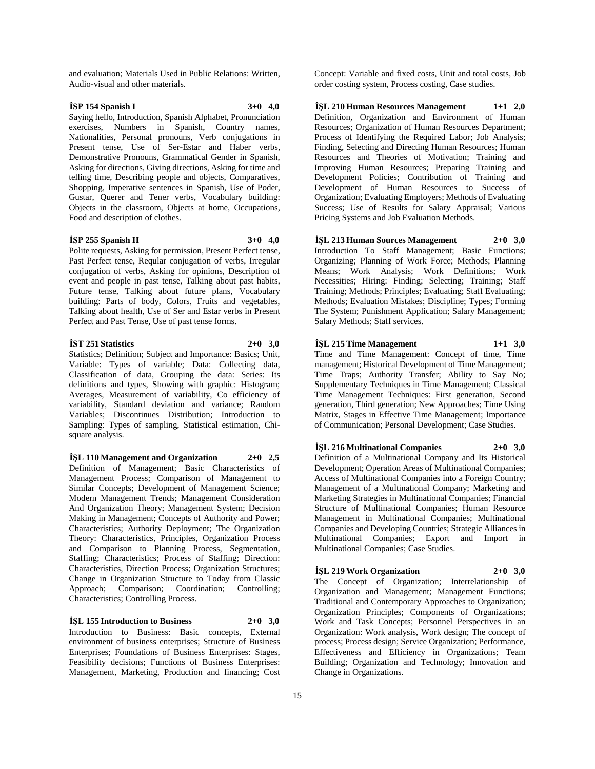and evaluation; Materials Used in Public Relations: Written, Audio-visual and other materials.

**İSP 154 Spanish I 3+0 4,0**

Saying hello, Introduction, Spanish Alphabet, Pronunciation exercises, Numbers in Spanish, Country names, Nationalities, Personal pronouns, Verb conjugations in Present tense, Use of Ser-Estar and Haber verbs, Demonstrative Pronouns, Grammatical Gender in Spanish, Asking for directions, Giving directions, Asking for time and telling time, Describing people and objects, Comparatives, Shopping, Imperative sentences in Spanish, Use of Poder, Gustar, Querer and Tener verbs, Vocabulary building: Objects in the classroom, Objects at home, Occupations, Food and description of clothes.

**İSP 255 Spanish II 3+0 4,0**

Polite requests, Asking for permission, Present Perfect tense, Past Perfect tense, Reqular conjugation of verbs, Irregular conjugation of verbs, Asking for opinions, Description of event and people in past tense, Talking about past habits, Future tense, Talking about future plans, Vocabulary building: Parts of body, Colors, Fruits and vegetables, Talking about health, Use of Ser and Estar verbs in Present Perfect and Past Tense, Use of past tense forms.

**İST 251 Statistics 2+0 3,0**

Statistics; Definition; Subject and Importance: Basics; Unit, Variable: Types of variable; Data: Collecting data, Classification of data, Grouping the data: Series: Its definitions and types, Showing with graphic: Histogram; Averages, Measurement of variability, Co efficiency of variability, Standard deviation and variance; Random Variables; Discontinues Distribution; Introduction to Sampling: Types of sampling, Statistical estimation, Chi-square analysis.

**İŞL 110 Management and Organization 2+0 2,5**

Definition of Management; Basic Characteristics of Management Process; Comparison of Management to Similar Concepts; Development of Management Science; Modern Management Trends; Management Consideration And Organization Theory; Management System; Decision Making in Management; Concepts of Authority and Power; Characteristics; Authority Deployment; The Organization Theory: Characteristics, Principles, Organization Process and Comparison to Planning Process, Segmentation, Staffing; Characteristics; Process of Staffing; Direction: Characteristics, Direction Process; Organization Structures; Change in Organization Structure to Today from Classic Approach; Comparison; Coordination; Controlling; Characteristics; Controlling Process.

**İŞL 155 Introduction to Business 2+0 3,0**

Introduction to Business: Basic concepts, External environment of business enterprises; Structure of Business Enterprises; Foundations of Business Enterprises: Stages, Feasibility decisions; Functions of Business Enterprises: Management, Marketing, Production and financing; Cost Concept: Variable and fixed costs, Unit and total costs, Job order costing system, Process costing, Case studies.

**İŞL 210 Human Resources Management 1+1 2,0**

Definition, Organization and Environment of Human Resources; Organization of Human Resources Department; Process of Identifying the Required Labor; Job Analysis; Finding, Selecting and Directing Human Resources; Human Resources and Theories of Motivation; Training and Improving Human Resources; Preparing Training and Development Policies; Contribution of Training and Development of Human Resources to Success of Organization; Evaluating Employers; Methods of Evaluating Success; Use of Results for Salary Appraisal; Various Pricing Systems and Job Evaluation Methods.

**İŞL 213 Human Sources Management 2+0 3,0**

Introduction To Staff Management; Basic Functions; Organizing; Planning of Work Force; Methods; Planning Means; Work Analysis; Work Definitions; Work Necessities; Hiring: Finding; Selecting; Training; Staff Training; Methods; Principles; Evaluating; Staff Evaluating; Methods; Evaluation Mistakes; Discipline; Types; Forming The System; Punishment Application; Salary Management; Salary Methods; Staff services.

**İŞL 215 Time Management 1+1 3,0**

Time and Time Management: Concept of time, Time management; Historical Development of Time Management; Time Traps; Authority Transfer; Ability to Say No; Supplementary Techniques in Time Management; Classical Time Management Techniques: First generation, Second generation, Third generation; New Approaches; Time Using Matrix, Stages in Effective Time Management; Importance of Communication; Personal Development; Case Studies.

**İŞL 216 Multinational Companies 2+0 3,0**

Definition of a Multinational Company and Its Historical Development; Operation Areas of Multinational Companies; Access of Multinational Companies into a Foreign Country; Management of a Multinational Company; Marketing and Marketing Strategies in Multinational Companies; Financial Structure of Multinational Companies; Human Resource Management in Multinational Companies; Multinational Companies and Developing Countries; Strategic Alliances in Multinational Companies; Export and Import in Multinational Companies; Case Studies.

**İŞL 219 Work Organization 2+0 3,0**

The Concept of Organization; Interrelationship of Organization and Management; Management Functions; Traditional and Contemporary Approaches to Organization; Organization Principles; Components of Organizations; Work and Task Concepts; Personnel Perspectives in an Organization: Work analysis, Work design; The concept of process; Process design; Service Organization; Performance, Effectiveness and Efficiency in Organizations; Team Building; Organization and Technology; Innovation and Change in Organizations.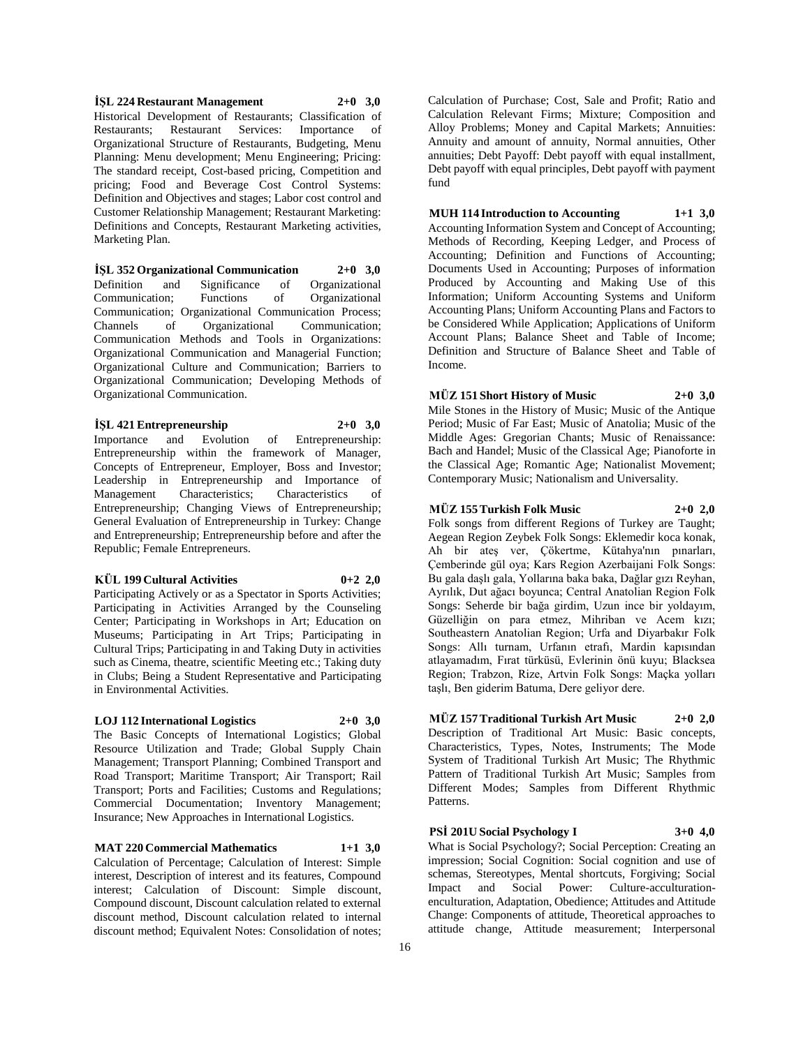**İŞL 224 Restaurant Management 2+0 3,0**
Historical Development of Restaurants; Classification of Restaurants; Restaurant Services: Importance of Organizational Structure of Restaurants, Budgeting, Menu Planning: Menu development; Menu Engineering; Pricing: The standard receipt, Cost-based pricing, Competition and pricing; Food and Beverage Cost Control Systems: Definition and Objectives and stages; Labor cost control and Customer Relationship Management; Restaurant Marketing: Definitions and Concepts, Restaurant Marketing activities, Marketing Plan.

**İŞL 352 Organizational Communication 2+0 3,0**
Definition and Significance of Organizational Communication; Functions of Organizational Communication; Organizational Communication Process; Channels of Organizational Communication; Communication Methods and Tools in Organizations: Organizational Communication and Managerial Function; Organizational Culture and Communication; Barriers to Organizational Communication; Developing Methods of Organizational Communication.

**İŞL 421 Entrepreneurship 2+0 3,0**
Importance and Evolution of Entrepreneurship: Entrepreneurship within the framework of Manager, Concepts of Entrepreneur, Employer, Boss and Investor; Leadership in Entrepreneurship and Importance of Management Characteristics; Characteristics of Entrepreneurship; Changing Views of Entrepreneurship; General Evaluation of Entrepreneurship in Turkey: Change and Entrepreneurship; Entrepreneurship before and after the Republic; Female Entrepreneurs.

**KÜL 199 Cultural Activities 0+2 2,0**
Participating Actively or as a Spectator in Sports Activities; Participating in Activities Arranged by the Counseling Center; Participating in Workshops in Art; Education on Museums; Participating in Art Trips; Participating in Cultural Trips; Participating in and Taking Duty in activities such as Cinema, theatre, scientific Meeting etc.; Taking duty in Clubs; Being a Student Representative and Participating in Environmental Activities.

**LOJ 112 International Logistics 2+0 3,0**
The Basic Concepts of International Logistics; Global Resource Utilization and Trade; Global Supply Chain Management; Transport Planning; Combined Transport and Road Transport; Maritime Transport; Air Transport; Rail Transport; Ports and Facilities; Customs and Regulations; Commercial Documentation; Inventory Management; Insurance; New Approaches in International Logistics.

**MAT 220 Commercial Mathematics 1+1 3,0**
Calculation of Percentage; Calculation of Interest: Simple interest, Description of interest and its features, Compound interest; Calculation of Discount: Simple discount, Compound discount, Discount calculation related to external discount method, Discount calculation related to internal discount method; Equivalent Notes: Consolidation of notes; Calculation of Purchase; Cost, Sale and Profit; Ratio and Calculation Relevant Firms; Mixture; Composition and Alloy Problems; Money and Capital Markets; Annuities: Annuity and amount of annuity, Normal annuities, Other annuities; Debt Payoff: Debt payoff with equal installment, Debt payoff with equal principles, Debt payoff with payment fund

**MUH 114 Introduction to Accounting 1+1 3,0**
Accounting Information System and Concept of Accounting; Methods of Recording, Keeping Ledger, and Process of Accounting; Definition and Functions of Accounting; Documents Used in Accounting; Purposes of information Produced by Accounting and Making Use of this Information; Uniform Accounting Systems and Uniform Accounting Plans; Uniform Accounting Plans and Factors to be Considered While Application; Applications of Uniform Account Plans; Balance Sheet and Table of Income; Definition and Structure of Balance Sheet and Table of Income.

**MÜZ 151 Short History of Music 2+0 3,0**
Mile Stones in the History of Music; Music of the Antique Period; Music of Far East; Music of Anatolia; Music of the Middle Ages: Gregorian Chants; Music of Renaissance: Bach and Handel; Music of the Classical Age; Pianoforte in the Classical Age; Romantic Age; Nationalist Movement; Contemporary Music; Nationalism and Universality.

**MÜZ 155 Turkish Folk Music 2+0 2,0**
Folk songs from different Regions of Turkey are Taught; Aegean Region Zeybek Folk Songs: Eklemedir koca konak, Ah bir ateş ver, Çökertme, Kütahya'nın pınarları, Çemberinde gül oya; Kars Region Azerbaijani Folk Songs: Bu gala daşlı gala, Yollarına baka baka, Dağlar gızı Reyhan, Ayrılık, Dut ağacı boyunca; Central Anatolian Region Folk Songs: Seherde bir bağa girdim, Uzun ince bir yoldayım, Güzelliğin on para etmez, Mihriban ve Acem kızı; Southeastern Anatolian Region; Urfa and Diyarbakır Folk Songs: Allı turnam, Urfanın etrafı, Mardin kapısından atlayamadım, Fırat türküsü, Evlerinin önü kuyu; Blacksea Region; Trabzon, Rize, Artvin Folk Songs: Maçka yolları taşlı, Ben giderim Batuma, Dere geliyor dere.

**MÜZ 157 Traditional Turkish Art Music 2+0 2,0**
Description of Traditional Art Music: Basic concepts, Characteristics, Types, Notes, Instruments; The Mode System of Traditional Turkish Art Music; The Rhythmic Pattern of Traditional Turkish Art Music; Samples from Different Modes; Samples from Different Rhythmic Patterns.

**PSİ 201U Social Psychology I 3+0 4,0**
What is Social Psychology?; Social Perception: Creating an impression; Social Cognition: Social cognition and use of schemas, Stereotypes, Mental shortcuts, Forgiving; Social Impact and Social Power: Culture-acculturation-enculturation, Adaptation, Obedience; Attitudes and Attitude Change: Components of attitude, Theoretical approaches to attitude change, Attitude measurement; Interpersonal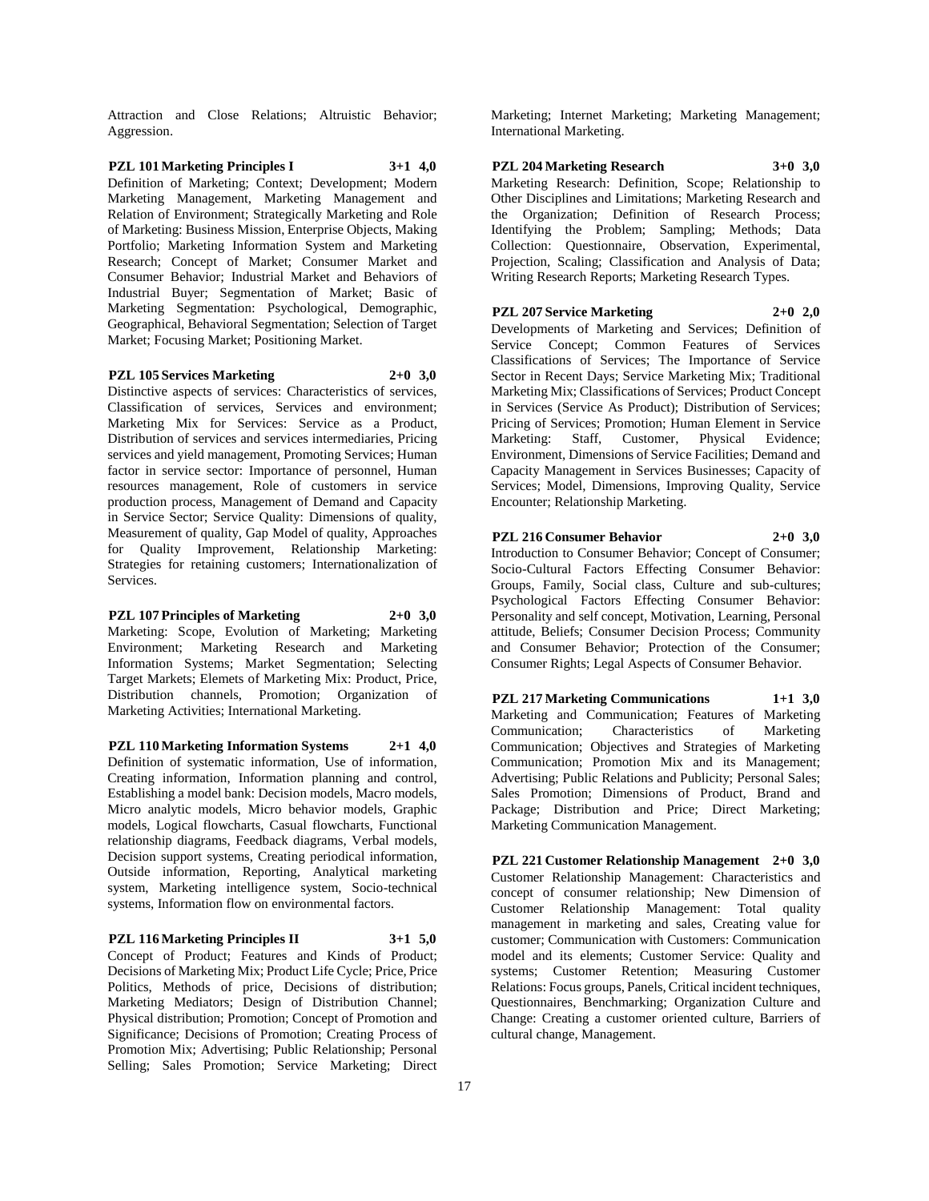Attraction and Close Relations; Altruistic Behavior; Aggression.

**PZL 101 Marketing Principles I 3+1 4,0**

Definition of Marketing; Context; Development; Modern Marketing Management, Marketing Management and Relation of Environment; Strategically Marketing and Role of Marketing: Business Mission, Enterprise Objects, Making Portfolio; Marketing Information System and Marketing Research; Concept of Market; Consumer Market and Consumer Behavior; Industrial Market and Behaviors of Industrial Buyer; Segmentation of Market; Basic of Marketing Segmentation: Psychological, Demographic, Geographical, Behavioral Segmentation; Selection of Target Market; Focusing Market; Positioning Market.

**PZL 105 Services Marketing 2+0 3,0**

Distinctive aspects of services: Characteristics of services, Classification of services, Services and environment; Marketing Mix for Services: Service as a Product, Distribution of services and services intermediaries, Pricing services and yield management, Promoting Services; Human factor in service sector: Importance of personnel, Human resources management, Role of customers in service production process, Management of Demand and Capacity in Service Sector; Service Quality: Dimensions of quality, Measurement of quality, Gap Model of quality, Approaches for Quality Improvement, Relationship Marketing: Strategies for retaining customers; Internationalization of Services.

**PZL 107 Principles of Marketing 2+0 3,0**

Marketing: Scope, Evolution of Marketing; Marketing Environment; Marketing Research and Marketing Information Systems; Market Segmentation; Selecting Target Markets; Elemets of Marketing Mix: Product, Price, Distribution channels, Promotion; Organization of Marketing Activities; International Marketing.

**PZL 110 Marketing Information Systems 2+1 4,0**

Definition of systematic information, Use of information, Creating information, Information planning and control, Establishing a model bank: Decision models, Macro models, Micro analytic models, Micro behavior models, Graphic models, Logical flowcharts, Casual flowcharts, Functional relationship diagrams, Feedback diagrams, Verbal models, Decision support systems, Creating periodical information, Outside information, Reporting, Analytical marketing system, Marketing intelligence system, Socio-technical systems, Information flow on environmental factors.

**PZL 116 Marketing Principles II 3+1 5,0**

Concept of Product; Features and Kinds of Product; Decisions of Marketing Mix; Product Life Cycle; Price, Price Politics, Methods of price, Decisions of distribution; Marketing Mediators; Design of Distribution Channel; Physical distribution; Promotion; Concept of Promotion and Significance; Decisions of Promotion; Creating Process of Promotion Mix; Advertising; Public Relationship; Personal Selling; Sales Promotion; Service Marketing; Direct Marketing; Internet Marketing; Marketing Management; International Marketing.

**PZL 204 Marketing Research 3+0 3,0**

Marketing Research: Definition, Scope; Relationship to Other Disciplines and Limitations; Marketing Research and the Organization; Definition of Research Process; Identifying the Problem; Sampling; Methods; Data Collection: Questionnaire, Observation, Experimental, Projection, Scaling; Classification and Analysis of Data; Writing Research Reports; Marketing Research Types.

**PZL 207 Service Marketing 2+0 2,0**

Developments of Marketing and Services; Definition of Service Concept; Common Features of Services Classifications of Services; The Importance of Service Sector in Recent Days; Service Marketing Mix; Traditional Marketing Mix; Classifications of Services; Product Concept in Services (Service As Product); Distribution of Services; Pricing of Services; Promotion; Human Element in Service Marketing: Staff, Customer, Physical Evidence; Environment, Dimensions of Service Facilities; Demand and Capacity Management in Services Businesses; Capacity of Services; Model, Dimensions, Improving Quality, Service Encounter; Relationship Marketing.

**PZL 216 Consumer Behavior 2+0 3,0**

Introduction to Consumer Behavior; Concept of Consumer; Socio-Cultural Factors Effecting Consumer Behavior: Groups, Family, Social class, Culture and sub-cultures; Psychological Factors Effecting Consumer Behavior: Personality and self concept, Motivation, Learning, Personal attitude, Beliefs; Consumer Decision Process; Community and Consumer Behavior; Protection of the Consumer; Consumer Rights; Legal Aspects of Consumer Behavior.

**PZL 217 Marketing Communications 1+1 3,0**

Marketing and Communication; Features of Marketing Communication; Characteristics of Marketing Communication; Objectives and Strategies of Marketing Communication; Promotion Mix and its Management; Advertising; Public Relations and Publicity; Personal Sales; Sales Promotion; Dimensions of Product, Brand and Package; Distribution and Price; Direct Marketing; Marketing Communication Management.

**PZL 221 Customer Relationship Management 2+0 3,0**

Customer Relationship Management: Characteristics and concept of consumer relationship; New Dimension of Customer Relationship Management: Total quality management in marketing and sales, Creating value for customer; Communication with Customers: Communication model and its elements; Customer Service: Quality and systems; Customer Retention; Measuring Customer Relations: Focus groups, Panels, Critical incident techniques, Questionnaires, Benchmarking; Organization Culture and Change: Creating a customer oriented culture, Barriers of cultural change, Management.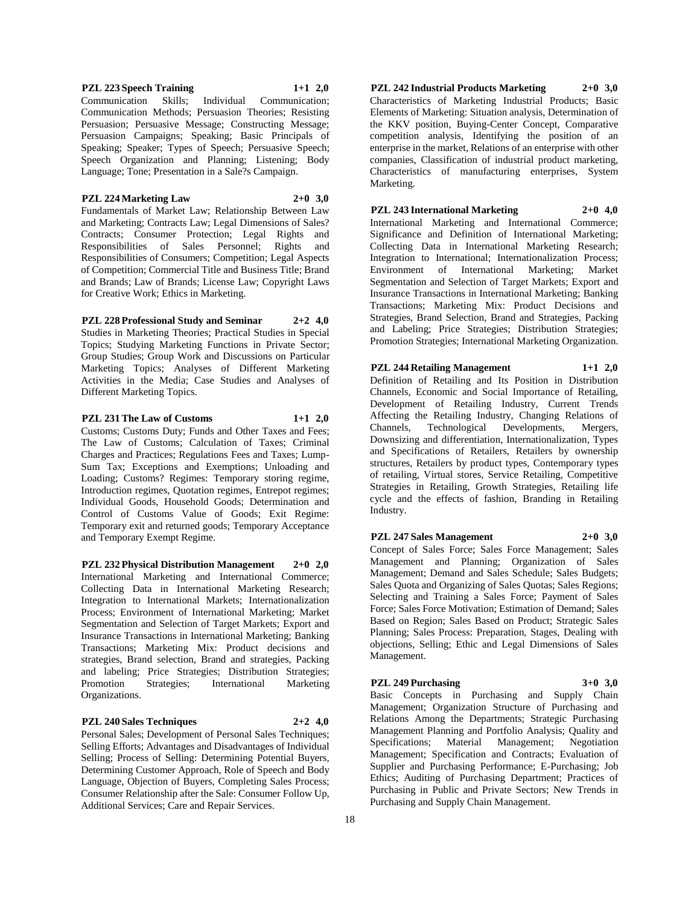**PZL 223 Speech Training 1+1 2,0**

Communication Skills; Individual Communication; Communication Methods; Persuasion Theories; Resisting Persuasion; Persuasive Message; Constructing Message; Persuasion Campaigns; Speaking; Basic Principals of Speaking; Speaker; Types of Speech; Persuasive Speech; Speech Organization and Planning; Listening; Body Language; Tone; Presentation in a Sale?s Campaign.

**PZL 224 Marketing Law 2+0 3,0**

Fundamentals of Market Law; Relationship Between Law and Marketing; Contracts Law; Legal Dimensions of Sales? Contracts; Consumer Protection; Legal Rights and Responsibilities of Sales Personnel; Rights and Responsibilities of Consumers; Competition; Legal Aspects of Competition; Commercial Title and Business Title; Brand and Brands; Law of Brands; License Law; Copyright Laws for Creative Work; Ethics in Marketing.

**PZL 228 Professional Study and Seminar 2+2 4,0**

Studies in Marketing Theories; Practical Studies in Special Topics; Studying Marketing Functions in Private Sector; Group Studies; Group Work and Discussions on Particular Marketing Topics; Analyses of Different Marketing Activities in the Media; Case Studies and Analyses of Different Marketing Topics.

**PZL 231 The Law of Customs 1+1 2,0**

Customs; Customs Duty; Funds and Other Taxes and Fees; The Law of Customs; Calculation of Taxes; Criminal Charges and Practices; Regulations Fees and Taxes; Lump-Sum Tax; Exceptions and Exemptions; Unloading and Loading; Customs? Regimes: Temporary storing regime, Introduction regimes, Quotation regimes, Entrepot regimes; Individual Goods, Household Goods; Determination and Control of Customs Value of Goods; Exit Regime: Temporary exit and returned goods; Temporary Acceptance and Temporary Exempt Regime.

**PZL 232 Physical Distribution Management 2+0 2,0**

International Marketing and International Commerce; Collecting Data in International Marketing Research; Integration to International Markets; Internationalization Process; Environment of International Marketing; Market Segmentation and Selection of Target Markets; Export and Insurance Transactions in International Marketing; Banking Transactions; Marketing Mix: Product decisions and strategies, Brand selection, Brand and strategies, Packing and labeling; Price Strategies; Distribution Strategies; Promotion Strategies; International Marketing Organizations.

**PZL 240 Sales Techniques 2+2 4,0**

Personal Sales; Development of Personal Sales Techniques; Selling Efforts; Advantages and Disadvantages of Individual Selling; Process of Selling: Determining Potential Buyers, Determining Customer Approach, Role of Speech and Body Language, Objection of Buyers, Completing Sales Process; Consumer Relationship after the Sale: Consumer Follow Up, Additional Services; Care and Repair Services.

**PZL 242 Industrial Products Marketing 2+0 3,0**

Characteristics of Marketing Industrial Products; Basic Elements of Marketing: Situation analysis, Determination of the KKV position, Buying-Center Concept, Comparative competition analysis, Identifying the position of an enterprise in the market, Relations of an enterprise with other companies, Classification of industrial product marketing, Characteristics of manufacturing enterprises, System Marketing.

**PZL 243 International Marketing 2+0 4,0**

International Marketing and International Commerce; Significance and Definition of International Marketing; Collecting Data in International Marketing Research; Integration to International; Internationalization Process; Environment of International Marketing; Market Segmentation and Selection of Target Markets; Export and Insurance Transactions in International Marketing; Banking Transactions; Marketing Mix: Product Decisions and Strategies, Brand Selection, Brand and Strategies, Packing and Labeling; Price Strategies; Distribution Strategies; Promotion Strategies; International Marketing Organization.

**PZL 244 Retailing Management 1+1 2,0**

Definition of Retailing and Its Position in Distribution Channels, Economic and Social Importance of Retailing, Development of Retailing Industry, Current Trends Affecting the Retailing Industry, Changing Relations of Channels, Technological Developments, Mergers, Downsizing and differentiation, Internationalization, Types and Specifications of Retailers, Retailers by ownership structures, Retailers by product types, Contemporary types of retailing, Virtual stores, Service Retailing, Competitive Strategies in Retailing, Growth Strategies, Retailing life cycle and the effects of fashion, Branding in Retailing Industry.

**PZL 247 Sales Management 2+0 3,0**

Concept of Sales Force; Sales Force Management; Sales Management and Planning; Organization of Sales Management; Demand and Sales Schedule; Sales Budgets; Sales Quota and Organizing of Sales Quotas; Sales Regions; Selecting and Training a Sales Force; Payment of Sales Force; Sales Force Motivation; Estimation of Demand; Sales Based on Region; Sales Based on Product; Strategic Sales Planning; Sales Process: Preparation, Stages, Dealing with objections, Selling; Ethic and Legal Dimensions of Sales Management.

**PZL 249 Purchasing 3+0 3,0**

Basic Concepts in Purchasing and Supply Chain Management; Organization Structure of Purchasing and Relations Among the Departments; Strategic Purchasing Management Planning and Portfolio Analysis; Quality and Specifications; Material Management; Negotiation Management; Specification and Contracts; Evaluation of Supplier and Purchasing Performance; E-Purchasing; Job Ethics; Auditing of Purchasing Department; Practices of Purchasing in Public and Private Sectors; New Trends in Purchasing and Supply Chain Management.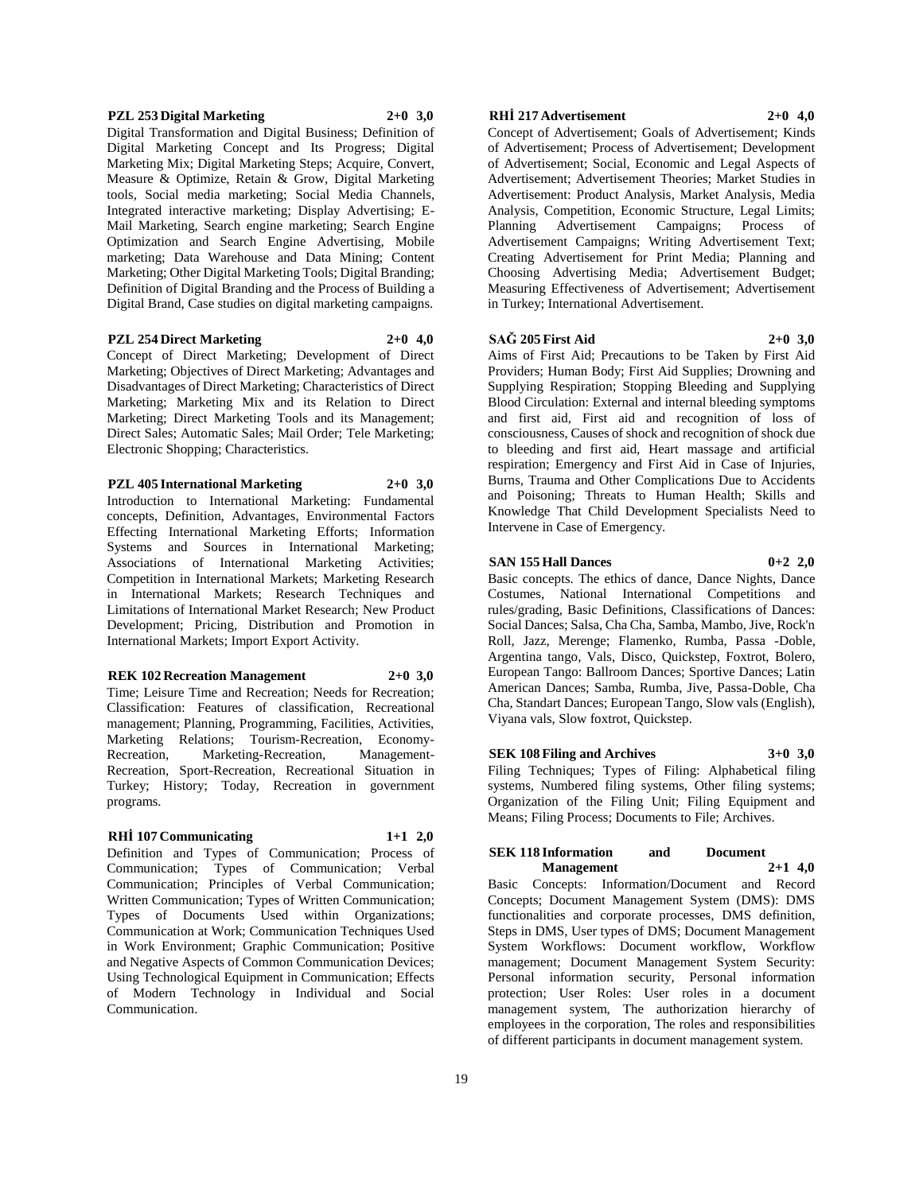**PZL 253 Digital Marketing 2+0 3,0**

Digital Transformation and Digital Business; Definition of Digital Marketing Concept and Its Progress; Digital Marketing Mix; Digital Marketing Steps; Acquire, Convert, Measure & Optimize, Retain & Grow, Digital Marketing tools, Social media marketing; Social Media Channels, Integrated interactive marketing; Display Advertising; E-Mail Marketing, Search engine marketing; Search Engine Optimization and Search Engine Advertising, Mobile marketing; Data Warehouse and Data Mining; Content Marketing; Other Digital Marketing Tools; Digital Branding; Definition of Digital Branding and the Process of Building a Digital Brand, Case studies on digital marketing campaigns.

**PZL 254 Direct Marketing 2+0 4,0**

Concept of Direct Marketing; Development of Direct Marketing; Objectives of Direct Marketing; Advantages and Disadvantages of Direct Marketing; Characteristics of Direct Marketing; Marketing Mix and its Relation to Direct Marketing; Direct Marketing Tools and its Management; Direct Sales; Automatic Sales; Mail Order; Tele Marketing; Electronic Shopping; Characteristics.

**PZL 405 International Marketing 2+0 3,0**

Introduction to International Marketing: Fundamental concepts, Definition, Advantages, Environmental Factors Effecting International Marketing Efforts; Information Systems and Sources in International Marketing; Associations of International Marketing Activities; Competition in International Markets; Marketing Research in International Markets; Research Techniques and Limitations of International Market Research; New Product Development; Pricing, Distribution and Promotion in International Markets; Import Export Activity.

**REK 102 Recreation Management 2+0 3,0**

Time; Leisure Time and Recreation; Needs for Recreation; Classification: Features of classification, Recreational management; Planning, Programming, Facilities, Activities, Marketing Relations; Tourism-Recreation, Economy-Recreation, Marketing-Recreation, Management-Recreation, Sport-Recreation, Recreational Situation in Turkey; History; Today, Recreation in government programs.

**RHİ 107 Communicating 1+1 2,0**

Definition and Types of Communication; Process of Communication; Types of Communication; Verbal Communication; Principles of Verbal Communication; Written Communication; Types of Written Communication; Types of Documents Used within Organizations; Communication at Work; Communication Techniques Used in Work Environment; Graphic Communication; Positive and Negative Aspects of Common Communication Devices; Using Technological Equipment in Communication; Effects of Modern Technology in Individual and Social Communication.

**RHİ 217 Advertisement 2+0 4,0**

Concept of Advertisement; Goals of Advertisement; Kinds of Advertisement; Process of Advertisement; Development of Advertisement; Social, Economic and Legal Aspects of Advertisement; Advertisement Theories; Market Studies in Advertisement: Product Analysis, Market Analysis, Media Analysis, Competition, Economic Structure, Legal Limits; Planning Advertisement Campaigns; Process of Advertisement Campaigns; Writing Advertisement Text; Creating Advertisement for Print Media; Planning and Choosing Advertising Media; Advertisement Budget; Measuring Effectiveness of Advertisement; Advertisement in Turkey; International Advertisement.

**SAĞ 205 First Aid 2+0 3,0**

Aims of First Aid; Precautions to be Taken by First Aid Providers; Human Body; First Aid Supplies; Drowning and Supplying Respiration; Stopping Bleeding and Supplying Blood Circulation: External and internal bleeding symptoms and first aid, First aid and recognition of loss of consciousness, Causes of shock and recognition of shock due to bleeding and first aid, Heart massage and artificial respiration; Emergency and First Aid in Case of Injuries, Burns, Trauma and Other Complications Due to Accidents and Poisoning; Threats to Human Health; Skills and Knowledge That Child Development Specialists Need to Intervene in Case of Emergency.

**SAN 155 Hall Dances 0+2 2,0**

Basic concepts. The ethics of dance, Dance Nights, Dance Costumes, National International Competitions and rules/grading, Basic Definitions, Classifications of Dances: Social Dances; Salsa, Cha Cha, Samba, Mambo, Jive, Rock'n Roll, Jazz, Merenge; Flamenko, Rumba, Passa -Doble, Argentina tango, Vals, Disco, Quickstep, Foxtrot, Bolero, European Tango: Ballroom Dances; Sportive Dances; Latin American Dances; Samba, Rumba, Jive, Passa-Doble, Cha Cha, Standart Dances; European Tango, Slow vals (English), Viyana vals, Slow foxtrot, Quickstep.

**SEK 108 Filing and Archives 3+0 3,0**

Filing Techniques; Types of Filing: Alphabetical filing systems, Numbered filing systems, Other filing systems; Organization of the Filing Unit; Filing Equipment and Means; Filing Process; Documents to File; Archives.

**SEK 118 Information and Document Management 2+1 4,0**

Basic Concepts: Information/Document and Record Concepts; Document Management System (DMS): DMS functionalities and corporate processes, DMS definition, Steps in DMS, User types of DMS; Document Management System Workflows: Document workflow, Workflow management; Document Management System Security: Personal information security, Personal information protection; User Roles: User roles in a document management system, The authorization hierarchy of employees in the corporation, The roles and responsibilities of different participants in document management system.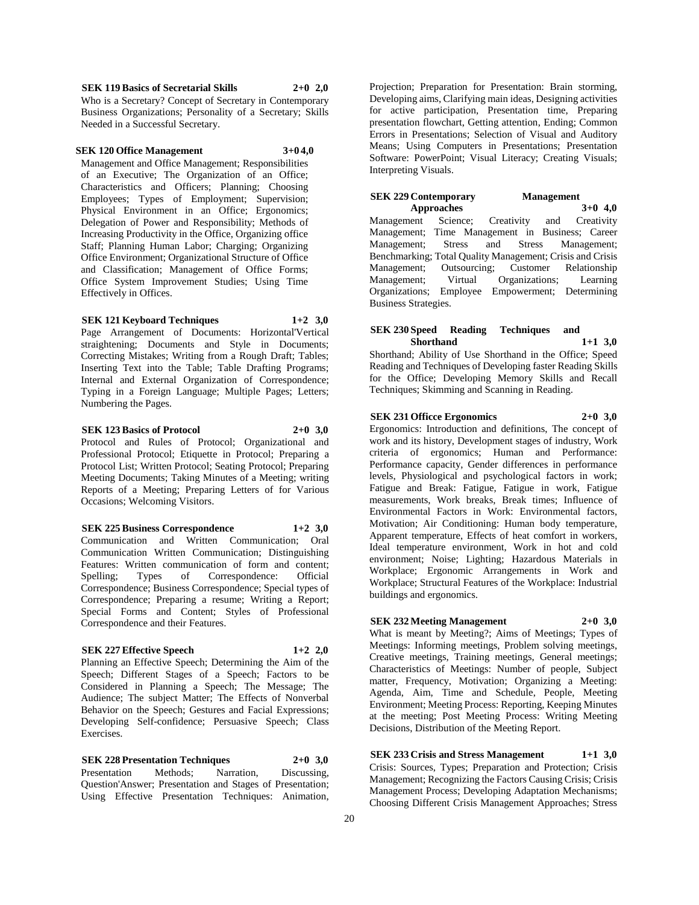**SEK 119 Basics of Secretarial Skills 2+0 2,0**

Who is a Secretary? Concept of Secretary in Contemporary Business Organizations; Personality of a Secretary; Skills Needed in a Successful Secretary.

**SEK 120 Office Management 3+0 4,0**

Management and Office Management; Responsibilities of an Executive; The Organization of an Office; Characteristics and Officers; Planning; Choosing Employees; Types of Employment; Supervision; Physical Environment in an Office; Ergonomics; Delegation of Power and Responsibility; Methods of Increasing Productivity in the Office, Organizing office Staff; Planning Human Labor; Charging; Organizing Office Environment; Organizational Structure of Office and Classification; Management of Office Forms; Office System Improvement Studies; Using Time Effectively in Offices.

**SEK 121 Keyboard Techniques 1+2 3,0**

Page Arrangement of Documents: Horizontal'Vertical straightening; Documents and Style in Documents; Correcting Mistakes; Writing from a Rough Draft; Tables; Inserting Text into the Table; Table Drafting Programs; Internal and External Organization of Correspondence; Typing in a Foreign Language; Multiple Pages; Letters; Numbering the Pages.

**SEK 123 Basics of Protocol 2+0 3,0**

Protocol and Rules of Protocol; Organizational and Professional Protocol; Etiquette in Protocol; Preparing a Protocol List; Written Protocol; Seating Protocol; Preparing Meeting Documents; Taking Minutes of a Meeting; writing Reports of a Meeting; Preparing Letters of for Various Occasions; Welcoming Visitors.

**SEK 225 Business Correspondence 1+2 3,0**

Communication and Written Communication; Oral Communication Written Communication; Distinguishing Features: Written communication of form and content; Spelling; Types of Correspondence: Official Correspondence; Business Correspondence; Special types of Correspondence; Preparing a resume; Writing a Report; Special Forms and Content; Styles of Professional Correspondence and their Features.

**SEK 227 Effective Speech 1+2 2,0**

Planning an Effective Speech; Determining the Aim of the Speech; Different Stages of a Speech; Factors to be Considered in Planning a Speech; The Message; The Audience; The subject Matter; The Effects of Nonverbal Behavior on the Speech; Gestures and Facial Expressions; Developing Self-confidence; Persuasive Speech; Class Exercises.

**SEK 228 Presentation Techniques 2+0 3,0**

Presentation Methods; Narration, Discussing, Question'Answer; Presentation and Stages of Presentation; Using Effective Presentation Techniques: Animation, Projection; Preparation for Presentation: Brain storming, Developing aims, Clarifying main ideas, Designing activities for active participation, Presentation time, Preparing presentation flowchart, Getting attention, Ending; Common Errors in Presentations; Selection of Visual and Auditory Means; Using Computers in Presentations; Presentation Software: PowerPoint; Visual Literacy; Creating Visuals; Interpreting Visuals.

**SEK 229 Contemporary Management Approaches 3+0 4,0**

Management Science; Creativity and Creativity Management; Time Management in Business; Career Management; Stress and Stress Management; Benchmarking; Total Quality Management; Crisis and Crisis Management; Outsourcing; Customer Relationship Management; Virtual Organizations; Learning Organizations; Employee Empowerment; Determining Business Strategies.

**SEK 230 Speed Reading Techniques and Shorthand 1+1 3,0**

Shorthand; Ability of Use Shorthand in the Office; Speed Reading and Techniques of Developing faster Reading Skills for the Office; Developing Memory Skills and Recall Techniques; Skimming and Scanning in Reading.

**SEK 231 Officce Ergonomics 2+0 3,0**

Ergonomics: Introduction and definitions, The concept of work and its history, Development stages of industry, Work criteria of ergonomics; Human and Performance: Performance capacity, Gender differences in performance levels, Physiological and psychological factors in work; Fatigue and Break: Fatigue, Fatigue in work, Fatigue measurements, Work breaks, Break times; Influence of Environmental Factors in Work: Environmental factors, Motivation; Air Conditioning: Human body temperature, Apparent temperature, Effects of heat comfort in workers, Ideal temperature environment, Work in hot and cold environment; Noise; Lighting; Hazardous Materials in Workplace; Ergonomic Arrangements in Work and Workplace; Structural Features of the Workplace: Industrial buildings and ergonomics.

**SEK 232 Meeting Management 2+0 3,0**

What is meant by Meeting?; Aims of Meetings; Types of Meetings: Informing meetings, Problem solving meetings, Creative meetings, Training meetings, General meetings; Characteristics of Meetings: Number of people, Subject matter, Frequency, Motivation; Organizing a Meeting: Agenda, Aim, Time and Schedule, People, Meeting Environment; Meeting Process: Reporting, Keeping Minutes at the meeting; Post Meeting Process: Writing Meeting Decisions, Distribution of the Meeting Report.

**SEK 233 Crisis and Stress Management 1+1 3,0**

Crisis: Sources, Types; Preparation and Protection; Crisis Management; Recognizing the Factors Causing Crisis; Crisis Management Process; Developing Adaptation Mechanisms; Choosing Different Crisis Management Approaches; Stress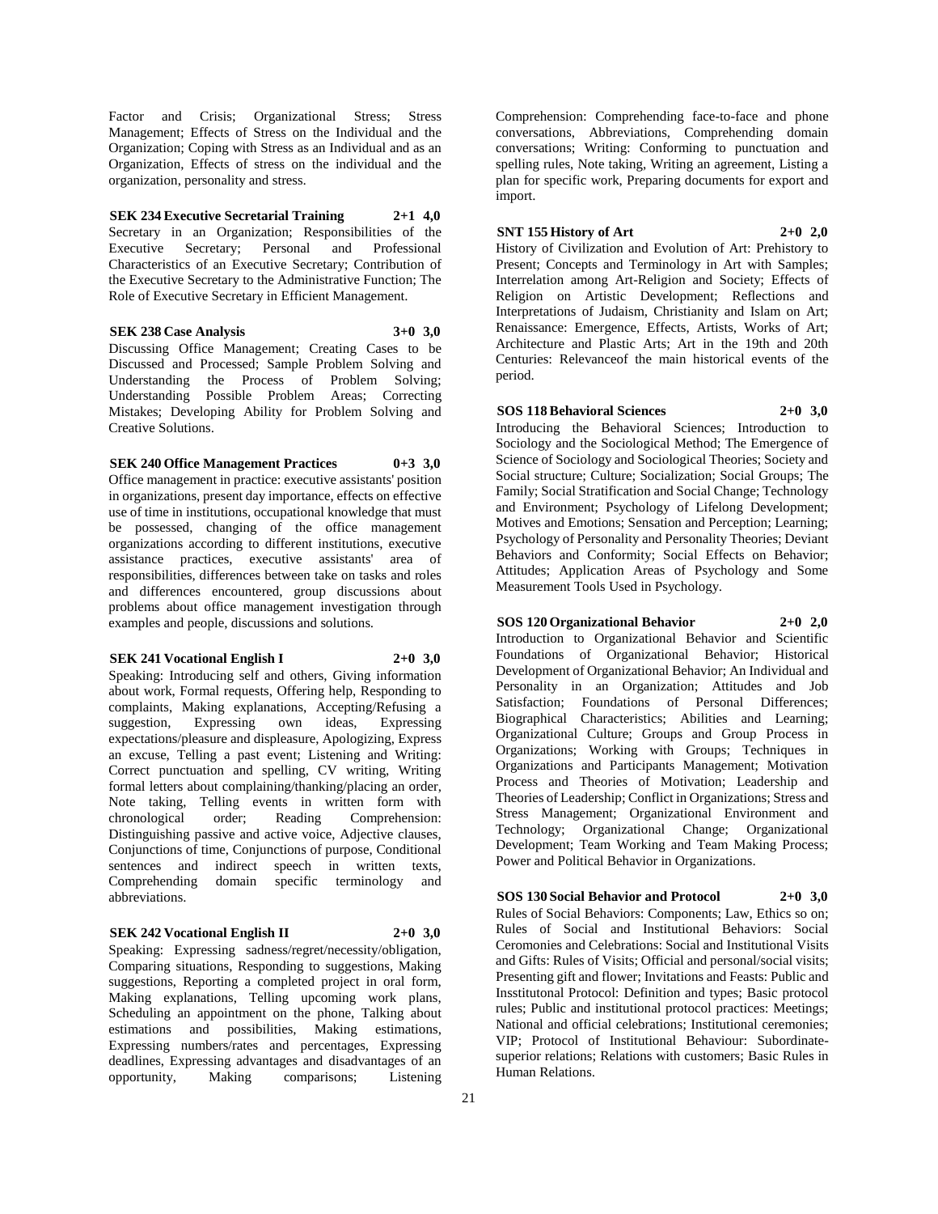Factor and Crisis; Organizational Stress; Stress Management; Effects of Stress on the Individual and the Organization; Coping with Stress as an Individual and as an Organization, Effects of stress on the individual and the organization, personality and stress.

**SEK 234 Executive Secretarial Training 2+1 4,0**
Secretary in an Organization; Responsibilities of the Executive Secretary; Personal and Professional Characteristics of an Executive Secretary; Contribution of the Executive Secretary to the Administrative Function; The Role of Executive Secretary in Efficient Management.

**SEK 238 Case Analysis 3+0 3,0**
Discussing Office Management; Creating Cases to be Discussed and Processed; Sample Problem Solving and Understanding the Process of Problem Solving; Understanding Possible Problem Areas; Correcting Mistakes; Developing Ability for Problem Solving and Creative Solutions.

**SEK 240 Office Management Practices 0+3 3,0**
Office management in practice: executive assistants' position in organizations, present day importance, effects on effective use of time in institutions, occupational knowledge that must be possessed, changing of the office management organizations according to different institutions, executive assistance practices, executive assistants' area of responsibilities, differences between take on tasks and roles and differences encountered, group discussions about problems about office management investigation through examples and people, discussions and solutions.

**SEK 241 Vocational English I 2+0 3,0**
Speaking: Introducing self and others, Giving information about work, Formal requests, Offering help, Responding to complaints, Making explanations, Accepting/Refusing a suggestion, Expressing own ideas, Expressing expectations/pleasure and displeasure, Apologizing, Express an excuse, Telling a past event; Listening and Writing: Correct punctuation and spelling, CV writing, Writing formal letters about complaining/thanking/placing an order, Note taking, Telling events in written form with chronological order; Reading Comprehension: Distinguishing passive and active voice, Adjective clauses, Conjunctions of time, Conjunctions of purpose, Conditional sentences and indirect speech in written texts, Comprehending domain specific terminology and abbreviations.

**SEK 242 Vocational English II 2+0 3,0**
Speaking: Expressing sadness/regret/necessity/obligation, Comparing situations, Responding to suggestions, Making suggestions, Reporting a completed project in oral form, Making explanations, Telling upcoming work plans, Scheduling an appointment on the phone, Talking about estimations and possibilities, Making estimations, Expressing numbers/rates and percentages, Expressing deadlines, Expressing advantages and disadvantages of an opportunity, Making comparisons; Listening Comprehension: Comprehending face-to-face and phone conversations, Abbreviations, Comprehending domain conversations; Writing: Conforming to punctuation and spelling rules, Note taking, Writing an agreement, Listing a plan for specific work, Preparing documents for export and import.

**SNT 155 History of Art 2+0 2,0**
History of Civilization and Evolution of Art: Prehistory to Present; Concepts and Terminology in Art with Samples; Interrelation among Art-Religion and Society; Effects of Religion on Artistic Development; Reflections and Interpretations of Judaism, Christianity and Islam on Art; Renaissance: Emergence, Effects, Artists, Works of Art; Architecture and Plastic Arts; Art in the 19th and 20th Centuries: Relevanceof the main historical events of the period.

**SOS 118 Behavioral Sciences 2+0 3,0**
Introducing the Behavioral Sciences; Introduction to Sociology and the Sociological Method; The Emergence of Science of Sociology and Sociological Theories; Society and Social structure; Culture; Socialization; Social Groups; The Family; Social Stratification and Social Change; Technology and Environment; Psychology of Lifelong Development; Motives and Emotions; Sensation and Perception; Learning; Psychology of Personality and Personality Theories; Deviant Behaviors and Conformity; Social Effects on Behavior; Attitudes; Application Areas of Psychology and Some Measurement Tools Used in Psychology.

**SOS 120 Organizational Behavior 2+0 2,0**
Introduction to Organizational Behavior and Scientific Foundations of Organizational Behavior; Historical Development of Organizational Behavior; An Individual and Personality in an Organization; Attitudes and Job Satisfaction; Foundations of Personal Differences; Biographical Characteristics; Abilities and Learning; Organizational Culture; Groups and Group Process in Organizations; Working with Groups; Techniques in Organizations and Participants Management; Motivation Process and Theories of Motivation; Leadership and Theories of Leadership; Conflict in Organizations; Stress and Stress Management; Organizational Environment and Technology; Organizational Change; Organizational Development; Team Working and Team Making Process; Power and Political Behavior in Organizations.

**SOS 130 Social Behavior and Protocol 2+0 3,0**
Rules of Social Behaviors: Components; Law, Ethics so on; Rules of Social and Institutional Behaviors: Social Ceromonies and Celebrations: Social and Institutional Visits and Gifts: Rules of Visits; Official and personal/social visits; Presenting gift and flower; Invitations and Feasts: Public and Insstitutonal Protocol: Definition and types; Basic protocol rules; Public and institutional protocol practices: Meetings; National and official celebrations; Institutional ceremonies; VIP; Protocol of Institutional Behaviour: Subordinate-superior relations; Relations with customers; Basic Rules in Human Relations.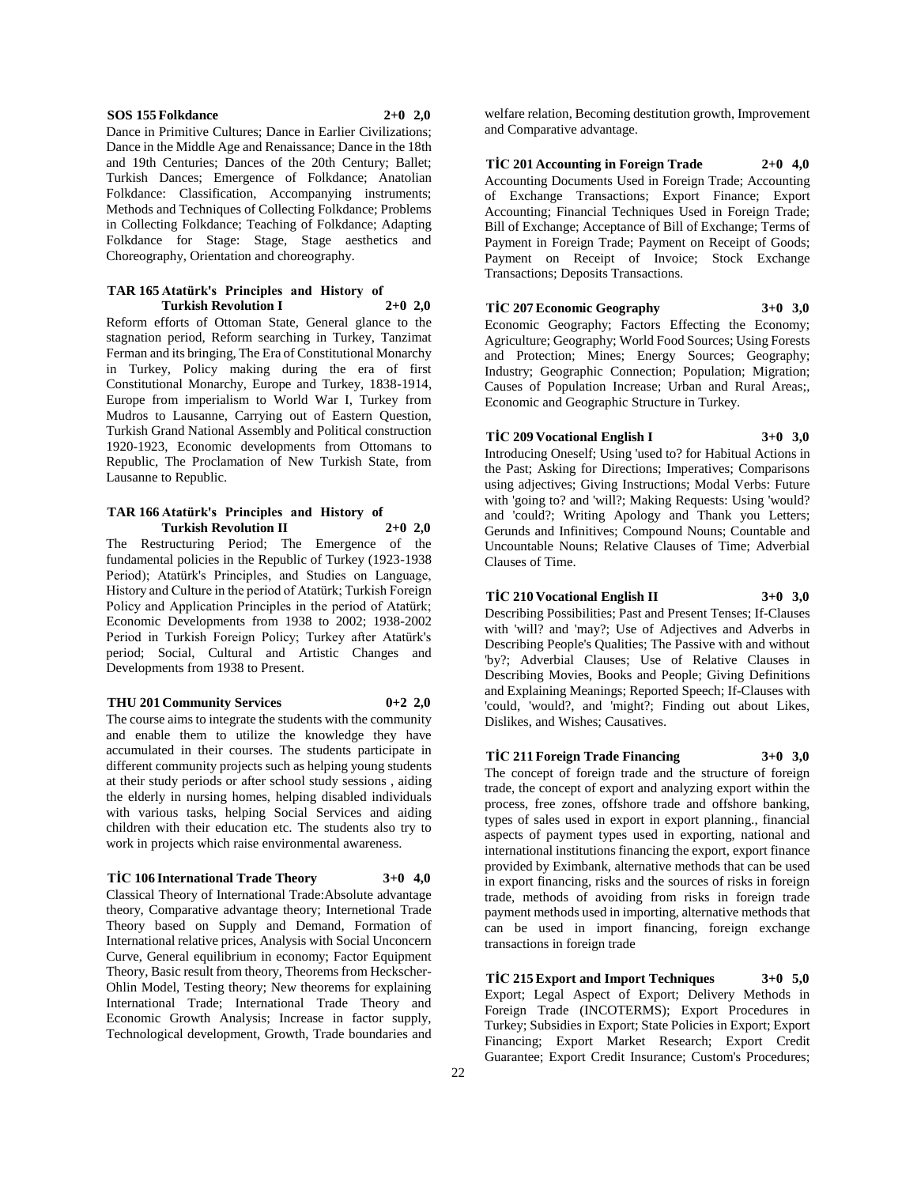**SOS 155 Folkdance 2+0 2,0**

Dance in Primitive Cultures; Dance in Earlier Civilizations; Dance in the Middle Age and Renaissance; Dance in the 18th and 19th Centuries; Dances of the 20th Century; Ballet; Turkish Dances; Emergence of Folkdance; Anatolian Folkdance: Classification, Accompanying instruments; Methods and Techniques of Collecting Folkdance; Problems in Collecting Folkdance; Teaching of Folkdance; Adapting Folkdance for Stage: Stage, Stage aesthetics and Choreography, Orientation and choreography.

**TAR 165 Atatürk's Principles and History of Turkish Revolution I 2+0 2,0**

Reform efforts of Ottoman State, General glance to the stagnation period, Reform searching in Turkey, Tanzimat Ferman and its bringing, The Era of Constitutional Monarchy in Turkey, Policy making during the era of first Constitutional Monarchy, Europe and Turkey, 1838-1914, Europe from imperialism to World War I, Turkey from Mudros to Lausanne, Carrying out of Eastern Question, Turkish Grand National Assembly and Political construction 1920-1923, Economic developments from Ottomans to Republic, The Proclamation of New Turkish State, from Lausanne to Republic.

**TAR 166 Atatürk's Principles and History of Turkish Revolution II 2+0 2,0**

The Restructuring Period; The Emergence of the fundamental policies in the Republic of Turkey (1923-1938 Period); Atatürk's Principles, and Studies on Language, History and Culture in the period of Atatürk; Turkish Foreign Policy and Application Principles in the period of Atatürk; Economic Developments from 1938 to 2002; 1938-2002 Period in Turkish Foreign Policy; Turkey after Atatürk's period; Social, Cultural and Artistic Changes and Developments from 1938 to Present.

**THU 201 Community Services 0+2 2,0**

The course aims to integrate the students with the community and enable them to utilize the knowledge they have accumulated in their courses. The students participate in different community projects such as helping young students at their study periods or after school study sessions , aiding the elderly in nursing homes, helping disabled individuals with various tasks, helping Social Services and aiding children with their education etc. The students also try to work in projects which raise environmental awareness.

**TİC 106 International Trade Theory 3+0 4,0**

Classical Theory of International Trade:Absolute advantage theory, Comparative advantage theory; Internetional Trade Theory based on Supply and Demand, Formation of International relative prices, Analysis with Social Unconcern Curve, General equilibrium in economy; Factor Equipment Theory, Basic result from theory, Theorems from Heckscher-Ohlin Model, Testing theory; New theorems for explaining International Trade; International Trade Theory and Economic Growth Analysis; Increase in factor supply, Technological development, Growth, Trade boundaries and welfare relation, Becoming destitution growth, Improvement and Comparative advantage.

**TİC 201 Accounting in Foreign Trade 2+0 4,0**

Accounting Documents Used in Foreign Trade; Accounting of Exchange Transactions; Export Finance; Export Accounting; Financial Techniques Used in Foreign Trade; Bill of Exchange; Acceptance of Bill of Exchange; Terms of Payment in Foreign Trade; Payment on Receipt of Goods; Payment on Receipt of Invoice; Stock Exchange Transactions; Deposits Transactions.

**TİC 207 Economic Geography 3+0 3,0**

Economic Geography; Factors Effecting the Economy; Agriculture; Geography; World Food Sources; Using Forests and Protection; Mines; Energy Sources; Geography; Industry; Geographic Connection; Population; Migration; Causes of Population Increase; Urban and Rural Areas;, Economic and Geographic Structure in Turkey.

**TİC 209 Vocational English I 3+0 3,0**

Introducing Oneself; Using 'used to? for Habitual Actions in the Past; Asking for Directions; Imperatives; Comparisons using adjectives; Giving Instructions; Modal Verbs: Future with 'going to? and 'will?; Making Requests: Using 'would? and 'could?; Writing Apology and Thank you Letters; Gerunds and Infinitives; Compound Nouns; Countable and Uncountable Nouns; Relative Clauses of Time; Adverbial Clauses of Time.

**TİC 210 Vocational English II 3+0 3,0**

Describing Possibilities; Past and Present Tenses; If-Clauses with 'will? and 'may?; Use of Adjectives and Adverbs in Describing People's Qualities; The Passive with and without 'by?; Adverbial Clauses; Use of Relative Clauses in Describing Movies, Books and People; Giving Definitions and Explaining Meanings; Reported Speech; If-Clauses with 'could, 'would?, and 'might?; Finding out about Likes, Dislikes, and Wishes; Causatives.

**TİC 211 Foreign Trade Financing 3+0 3,0**

The concept of foreign trade and the structure of foreign trade, the concept of export and analyzing export within the process, free zones, offshore trade and offshore banking, types of sales used in export in export planning., financial aspects of payment types used in exporting, national and international institutions financing the export, export finance provided by Eximbank, alternative methods that can be used in export financing, risks and the sources of risks in foreign trade, methods of avoiding from risks in foreign trade payment methods used in importing, alternative methods that can be used in import financing, foreign exchange transactions in foreign trade

**TİC 215 Export and Import Techniques 3+0 5,0**

Export; Legal Aspect of Export; Delivery Methods in Foreign Trade (INCOTERMS); Export Procedures in Turkey; Subsidies in Export; State Policies in Export; Export Financing; Export Market Research; Export Credit Guarantee; Export Credit Insurance; Custom's Procedures;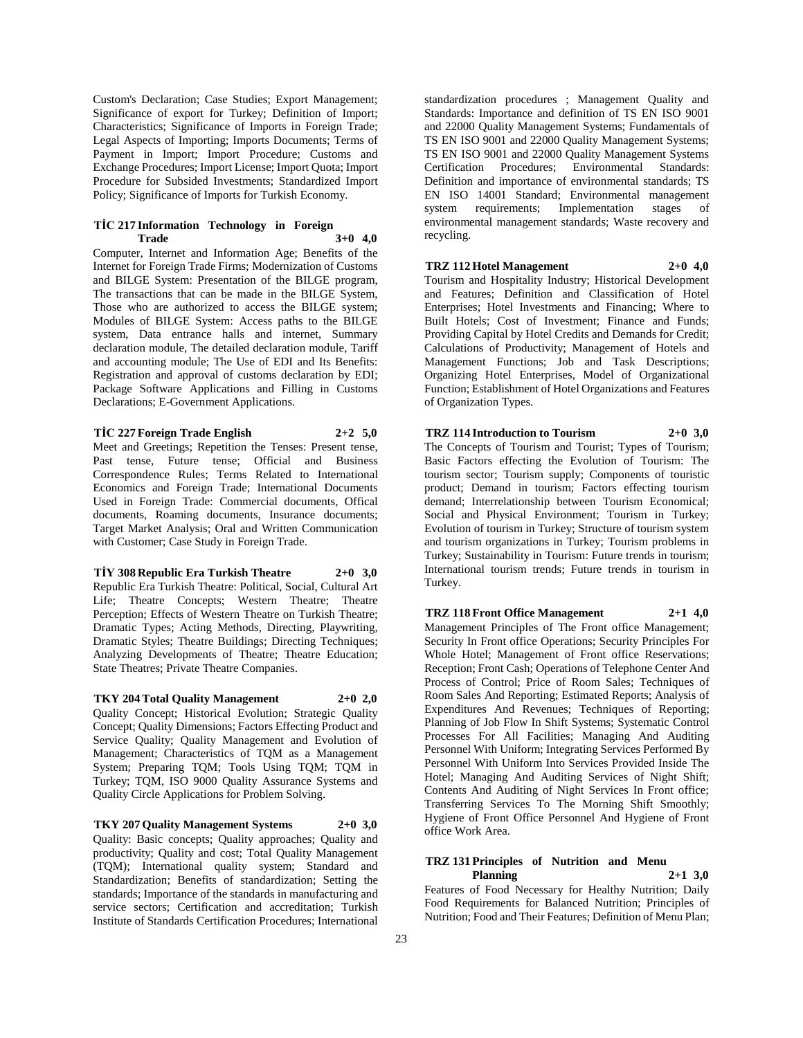Custom's Declaration; Case Studies; Export Management; Significance of export for Turkey; Definition of Import; Characteristics; Significance of Imports in Foreign Trade; Legal Aspects of Importing; Imports Documents; Terms of Payment in Import; Import Procedure; Customs and Exchange Procedures; Import License; Import Quota; Import Procedure for Subsided Investments; Standardized Import Policy; Significance of Imports for Turkish Economy.

**TİC 217 Information Technology in Foreign Trade 3+0 4,0**

Computer, Internet and Information Age; Benefits of the Internet for Foreign Trade Firms; Modernization of Customs and BILGE System: Presentation of the BILGE program, The transactions that can be made in the BILGE System, Those who are authorized to access the BILGE system; Modules of BILGE System: Access paths to the BILGE system, Data entrance halls and internet, Summary declaration module, The detailed declaration module, Tariff and accounting module; The Use of EDI and Its Benefits: Registration and approval of customs declaration by EDI; Package Software Applications and Filling in Customs Declarations; E-Government Applications.

**TİC 227 Foreign Trade English 2+2 5,0**

Meet and Greetings; Repetition the Tenses: Present tense, Past tense, Future tense; Official and Business Correspondence Rules; Terms Related to International Economics and Foreign Trade; International Documents Used in Foreign Trade: Commercial documents, Offical documents, Roaming documents, Insurance documents; Target Market Analysis; Oral and Written Communication with Customer; Case Study in Foreign Trade.

**TİY 308 Republic Era Turkish Theatre 2+0 3,0**

Republic Era Turkish Theatre: Political, Social, Cultural Art Life; Theatre Concepts; Western Theatre; Theatre Perception; Effects of Western Theatre on Turkish Theatre; Dramatic Types; Acting Methods, Directing, Playwriting, Dramatic Styles; Theatre Buildings; Directing Techniques; Analyzing Developments of Theatre; Theatre Education; State Theatres; Private Theatre Companies.

**TKY 204 Total Quality Management 2+0 2,0**

Quality Concept; Historical Evolution; Strategic Quality Concept; Quality Dimensions; Factors Effecting Product and Service Quality; Quality Management and Evolution of Management; Characteristics of TQM as a Management System; Preparing TQM; Tools Using TQM; TQM in Turkey; TQM, ISO 9000 Quality Assurance Systems and Quality Circle Applications for Problem Solving.

**TKY 207 Quality Management Systems 2+0 3,0**

Quality: Basic concepts; Quality approaches; Quality and productivity; Quality and cost; Total Quality Management (TQM); International quality system; Standard and Standardization; Benefits of standardization; Setting the standards; Importance of the standards in manufacturing and service sectors; Certification and accreditation; Turkish Institute of Standards Certification Procedures; International standardization procedures ; Management Quality and Standards: Importance and definition of TS EN ISO 9001 and 22000 Quality Management Systems; Fundamentals of TS EN ISO 9001 and 22000 Quality Management Systems; TS EN ISO 9001 and 22000 Quality Management Systems Certification Procedures; Environmental Standards: Definition and importance of environmental standards; TS EN ISO 14001 Standard; Environmental management system requirements; Implementation stages of environmental management standards; Waste recovery and recycling.

**TRZ 112 Hotel Management 2+0 4,0**

Tourism and Hospitality Industry; Historical Development and Features; Definition and Classification of Hotel Enterprises; Hotel Investments and Financing; Where to Built Hotels; Cost of Investment; Finance and Funds; Providing Capital by Hotel Credits and Demands for Credit; Calculations of Productivity; Management of Hotels and Management Functions; Job and Task Descriptions; Organizing Hotel Enterprises, Model of Organizational Function; Establishment of Hotel Organizations and Features of Organization Types.

**TRZ 114 Introduction to Tourism 2+0 3,0**

The Concepts of Tourism and Tourist; Types of Tourism; Basic Factors effecting the Evolution of Tourism: The tourism sector; Tourism supply; Components of touristic product; Demand in tourism; Factors effecting tourism demand; Interrelationship between Tourism Economical; Social and Physical Environment; Tourism in Turkey; Evolution of tourism in Turkey; Structure of tourism system and tourism organizations in Turkey; Tourism problems in Turkey; Sustainability in Tourism: Future trends in tourism; International tourism trends; Future trends in tourism in Turkey.

**TRZ 118 Front Office Management 2+1 4,0**

Management Principles of The Front office Management; Security In Front office Operations; Security Principles For Whole Hotel; Management of Front office Reservations; Reception; Front Cash; Operations of Telephone Center And Process of Control; Price of Room Sales; Techniques of Room Sales And Reporting; Estimated Reports; Analysis of Expenditures And Revenues; Techniques of Reporting; Planning of Job Flow In Shift Systems; Systematic Control Processes For All Facilities; Managing And Auditing Personnel With Uniform; Integrating Services Performed By Personnel With Uniform Into Services Provided Inside The Hotel; Managing And Auditing Services of Night Shift; Contents And Auditing of Night Services In Front office; Transferring Services To The Morning Shift Smoothly; Hygiene of Front Office Personnel And Hygiene of Front office Work Area.

**TRZ 131 Principles of Nutrition and Menu Planning 2+1 3,0**

Features of Food Necessary for Healthy Nutrition; Daily Food Requirements for Balanced Nutrition; Principles of Nutrition; Food and Their Features; Definition of Menu Plan;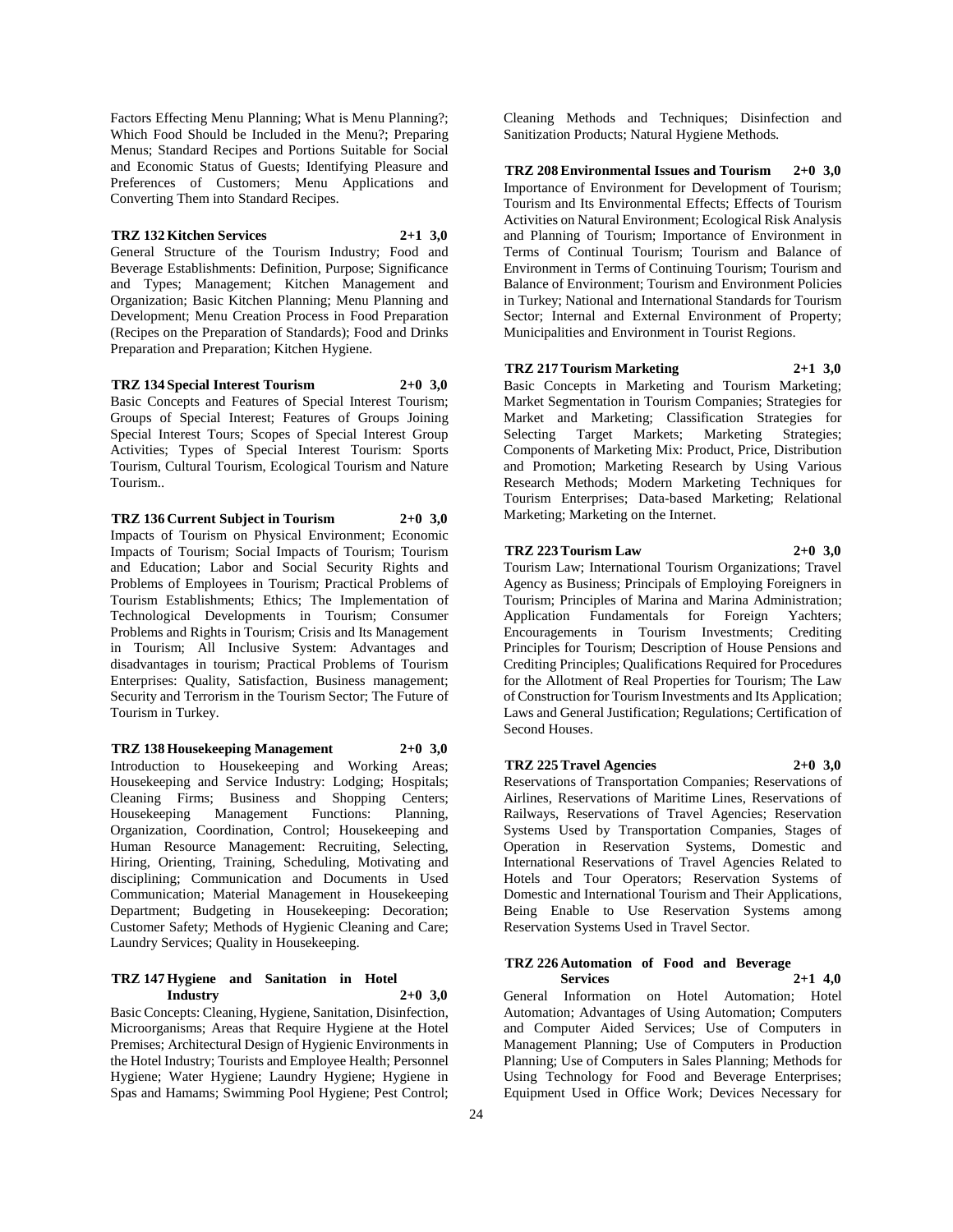Factors Effecting Menu Planning; What is Menu Planning?; Which Food Should be Included in the Menu?; Preparing Menus; Standard Recipes and Portions Suitable for Social and Economic Status of Guests; Identifying Pleasure and Preferences of Customers; Menu Applications and Converting Them into Standard Recipes.

**TRZ 132 Kitchen Services 2+1 3,0**

General Structure of the Tourism Industry; Food and Beverage Establishments: Definition, Purpose; Significance and Types; Management; Kitchen Management and Organization; Basic Kitchen Planning; Menu Planning and Development; Menu Creation Process in Food Preparation (Recipes on the Preparation of Standards); Food and Drinks Preparation and Preparation; Kitchen Hygiene.

**TRZ 134 Special Interest Tourism 2+0 3,0**

Basic Concepts and Features of Special Interest Tourism; Groups of Special Interest; Features of Groups Joining Special Interest Tours; Scopes of Special Interest Group Activities; Types of Special Interest Tourism: Sports Tourism, Cultural Tourism, Ecological Tourism and Nature Tourism..

**TRZ 136 Current Subject in Tourism 2+0 3,0**

Impacts of Tourism on Physical Environment; Economic Impacts of Tourism; Social Impacts of Tourism; Tourism and Education; Labor and Social Security Rights and Problems of Employees in Tourism; Practical Problems of Tourism Establishments; Ethics; The Implementation of Technological Developments in Tourism; Consumer Problems and Rights in Tourism; Crisis and Its Management in Tourism; All Inclusive System: Advantages and disadvantages in tourism; Practical Problems of Tourism Enterprises: Quality, Satisfaction, Business management; Security and Terrorism in the Tourism Sector; The Future of Tourism in Turkey.

**TRZ 138 Housekeeping Management 2+0 3,0**

Introduction to Housekeeping and Working Areas; Housekeeping and Service Industry: Lodging; Hospitals; Cleaning Firms; Business and Shopping Centers; Housekeeping Management Functions: Planning, Organization, Coordination, Control; Housekeeping and Human Resource Management: Recruiting, Selecting, Hiring, Orienting, Training, Scheduling, Motivating and disciplining; Communication and Documents in Used Communication; Material Management in Housekeeping Department; Budgeting in Housekeeping: Decoration; Customer Safety; Methods of Hygienic Cleaning and Care; Laundry Services; Quality in Housekeeping.

**TRZ 147 Hygiene and Sanitation in Hotel Industry 2+0 3,0**

Basic Concepts: Cleaning, Hygiene, Sanitation, Disinfection, Microorganisms; Areas that Require Hygiene at the Hotel Premises; Architectural Design of Hygienic Environments in the Hotel Industry; Tourists and Employee Health; Personnel Hygiene; Water Hygiene; Laundry Hygiene; Hygiene in Spas and Hamams; Swimming Pool Hygiene; Pest Control; Cleaning Methods and Techniques; Disinfection and Sanitization Products; Natural Hygiene Methods.

**TRZ 208 Environmental Issues and Tourism 2+0 3,0**

Importance of Environment for Development of Tourism; Tourism and Its Environmental Effects; Effects of Tourism Activities on Natural Environment; Ecological Risk Analysis and Planning of Tourism; Importance of Environment in Terms of Continual Tourism; Tourism and Balance of Environment in Terms of Continuing Tourism; Tourism and Balance of Environment; Tourism and Environment Policies in Turkey; National and International Standards for Tourism Sector; Internal and External Environment of Property; Municipalities and Environment in Tourist Regions.

**TRZ 217 Tourism Marketing 2+1 3,0**

Basic Concepts in Marketing and Tourism Marketing; Market Segmentation in Tourism Companies; Strategies for Market and Marketing; Classification Strategies for Selecting Target Markets; Marketing Strategies; Components of Marketing Mix: Product, Price, Distribution and Promotion; Marketing Research by Using Various Research Methods; Modern Marketing Techniques for Tourism Enterprises; Data-based Marketing; Relational Marketing; Marketing on the Internet.

**TRZ 223 Tourism Law 2+0 3,0**

Tourism Law; International Tourism Organizations; Travel Agency as Business; Principals of Employing Foreigners in Tourism; Principles of Marina and Marina Administration; Application Fundamentals for Foreign Yachters; Encouragements in Tourism Investments; Crediting Principles for Tourism; Description of House Pensions and Crediting Principles; Qualifications Required for Procedures for the Allotment of Real Properties for Tourism; The Law of Construction for Tourism Investments and Its Application; Laws and General Justification; Regulations; Certification of Second Houses.

**TRZ 225 Travel Agencies 2+0 3,0**

Reservations of Transportation Companies; Reservations of Airlines, Reservations of Maritime Lines, Reservations of Railways, Reservations of Travel Agencies; Reservation Systems Used by Transportation Companies, Stages of Operation in Reservation Systems, Domestic and International Reservations of Travel Agencies Related to Hotels and Tour Operators; Reservation Systems of Domestic and International Tourism and Their Applications, Being Enable to Use Reservation Systems among Reservation Systems Used in Travel Sector.

**TRZ 226 Automation of Food and Beverage Services 2+1 4,0**

General Information on Hotel Automation; Hotel Automation; Advantages of Using Automation; Computers and Computer Aided Services; Use of Computers in Management Planning; Use of Computers in Production Planning; Use of Computers in Sales Planning; Methods for Using Technology for Food and Beverage Enterprises; Equipment Used in Office Work; Devices Necessary for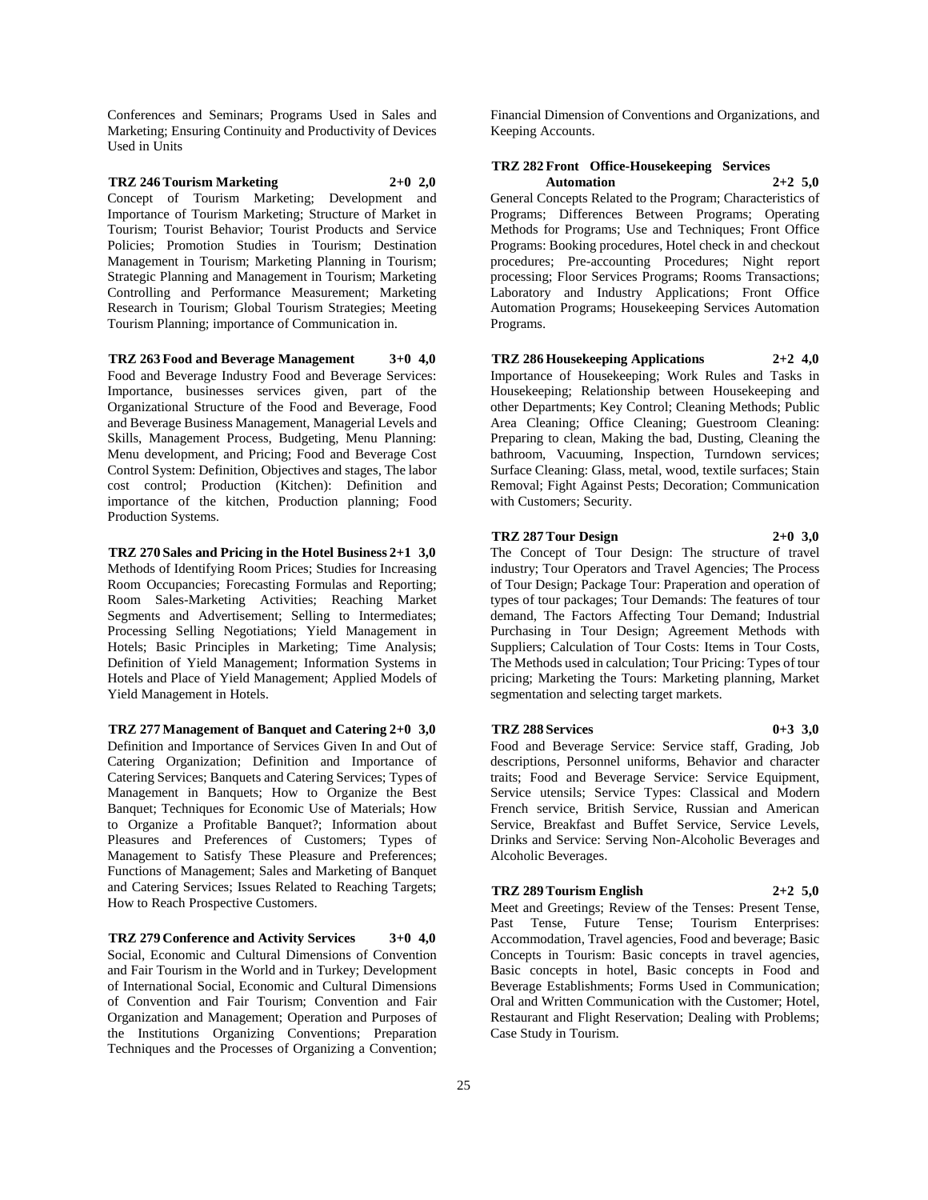Conferences and Seminars; Programs Used in Sales and Marketing; Ensuring Continuity and Productivity of Devices Used in Units

**TRZ 246 Tourism Marketing 2+0 2,0**

Concept of Tourism Marketing; Development and Importance of Tourism Marketing; Structure of Market in Tourism; Tourist Behavior; Tourist Products and Service Policies; Promotion Studies in Tourism; Destination Management in Tourism; Marketing Planning in Tourism; Strategic Planning and Management in Tourism; Marketing Controlling and Performance Measurement; Marketing Research in Tourism; Global Tourism Strategies; Meeting Tourism Planning; importance of Communication in.

**TRZ 263 Food and Beverage Management 3+0 4,0**

Food and Beverage Industry Food and Beverage Services: Importance, businesses services given, part of the Organizational Structure of the Food and Beverage, Food and Beverage Business Management, Managerial Levels and Skills, Management Process, Budgeting, Menu Planning: Menu development, and Pricing; Food and Beverage Cost Control System: Definition, Objectives and stages, The labor cost control; Production (Kitchen): Definition and importance of the kitchen, Production planning; Food Production Systems.

**TRZ 270 Sales and Pricing in the Hotel Business 2+1 3,0**

Methods of Identifying Room Prices; Studies for Increasing Room Occupancies; Forecasting Formulas and Reporting; Room Sales-Marketing Activities; Reaching Market Segments and Advertisement; Selling to Intermediates; Processing Selling Negotiations; Yield Management in Hotels; Basic Principles in Marketing; Time Analysis; Definition of Yield Management; Information Systems in Hotels and Place of Yield Management; Applied Models of Yield Management in Hotels.

**TRZ 277 Management of Banquet and Catering 2+0 3,0**

Definition and Importance of Services Given In and Out of Catering Organization; Definition and Importance of Catering Services; Banquets and Catering Services; Types of Management in Banquets; How to Organize the Best Banquet; Techniques for Economic Use of Materials; How to Organize a Profitable Banquet?; Information about Pleasures and Preferences of Customers; Types of Management to Satisfy These Pleasure and Preferences; Functions of Management; Sales and Marketing of Banquet and Catering Services; Issues Related to Reaching Targets; How to Reach Prospective Customers.

**TRZ 279 Conference and Activity Services 3+0 4,0**

Social, Economic and Cultural Dimensions of Convention and Fair Tourism in the World and in Turkey; Development of International Social, Economic and Cultural Dimensions of Convention and Fair Tourism; Convention and Fair Organization and Management; Operation and Purposes of the Institutions Organizing Conventions; Preparation Techniques and the Processes of Organizing a Convention; Financial Dimension of Conventions and Organizations, and Keeping Accounts.

**TRZ 282 Front Office-Housekeeping Services Automation 2+2 5,0**

General Concepts Related to the Program; Characteristics of Programs; Differences Between Programs; Operating Methods for Programs; Use and Techniques; Front Office Programs: Booking procedures, Hotel check in and checkout procedures; Pre-accounting Procedures; Night report processing; Floor Services Programs; Rooms Transactions; Laboratory and Industry Applications; Front Office Automation Programs; Housekeeping Services Automation Programs.

**TRZ 286 Housekeeping Applications 2+2 4,0**

Importance of Housekeeping; Work Rules and Tasks in Housekeeping; Relationship between Housekeeping and other Departments; Key Control; Cleaning Methods; Public Area Cleaning; Office Cleaning; Guestroom Cleaning: Preparing to clean, Making the bad, Dusting, Cleaning the bathroom, Vacuuming, Inspection, Turndown services; Surface Cleaning: Glass, metal, wood, textile surfaces; Stain Removal; Fight Against Pests; Decoration; Communication with Customers; Security.

**TRZ 287 Tour Design 2+0 3,0**

The Concept of Tour Design: The structure of travel industry; Tour Operators and Travel Agencies; The Process of Tour Design; Package Tour: Praperation and operation of types of tour packages; Tour Demands: The features of tour demand, The Factors Affecting Tour Demand; Industrial Purchasing in Tour Design; Agreement Methods with Suppliers; Calculation of Tour Costs: Items in Tour Costs, The Methods used in calculation; Tour Pricing: Types of tour pricing; Marketing the Tours: Marketing planning, Market segmentation and selecting target markets.

**TRZ 288 Services 0+3 3,0**

Food and Beverage Service: Service staff, Grading, Job descriptions, Personnel uniforms, Behavior and character traits; Food and Beverage Service: Service Equipment, Service utensils; Service Types: Classical and Modern French service, British Service, Russian and American Service, Breakfast and Buffet Service, Service Levels, Drinks and Service: Serving Non-Alcoholic Beverages and Alcoholic Beverages.

**TRZ 289 Tourism English 2+2 5,0**

Meet and Greetings; Review of the Tenses: Present Tense, Past Tense, Future Tense; Tourism Enterprises: Accommodation, Travel agencies, Food and beverage; Basic Concepts in Tourism: Basic concepts in travel agencies, Basic concepts in hotel, Basic concepts in Food and Beverage Establishments; Forms Used in Communication; Oral and Written Communication with the Customer; Hotel, Restaurant and Flight Reservation; Dealing with Problems; Case Study in Tourism.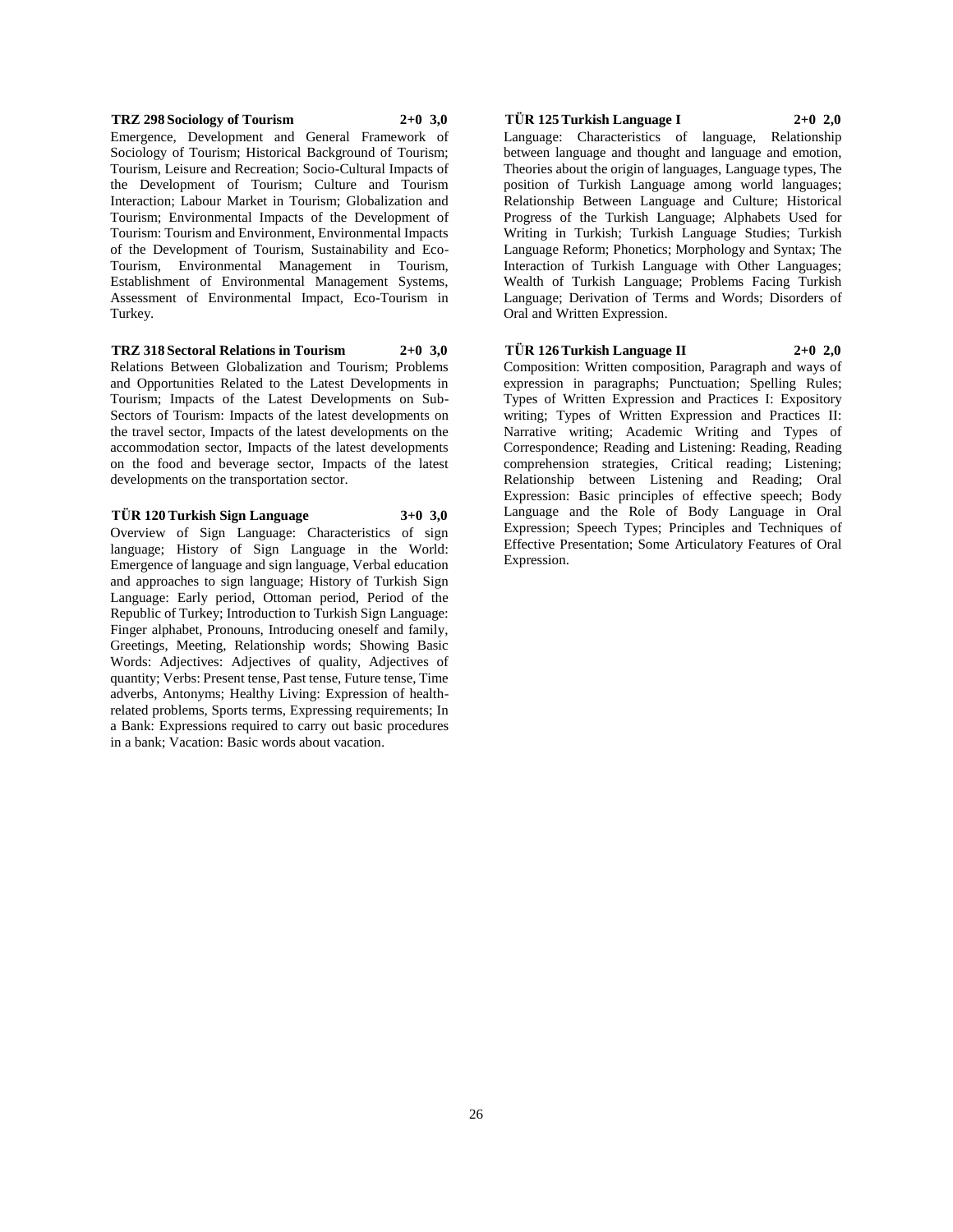**TRZ 298 Sociology of Tourism 2+0 3,0**

Emergence, Development and General Framework of Sociology of Tourism; Historical Background of Tourism; Tourism, Leisure and Recreation; Socio-Cultural Impacts of the Development of Tourism; Culture and Tourism Interaction; Labour Market in Tourism; Globalization and Tourism; Environmental Impacts of the Development of Tourism: Tourism and Environment, Environmental Impacts of the Development of Tourism, Sustainability and Eco-Tourism, Environmental Management in Tourism, Establishment of Environmental Management Systems, Assessment of Environmental Impact, Eco-Tourism in Turkey.

**TRZ 318 Sectoral Relations in Tourism 2+0 3,0**

Relations Between Globalization and Tourism; Problems and Opportunities Related to the Latest Developments in Tourism; Impacts of the Latest Developments on Sub-Sectors of Tourism: Impacts of the latest developments on the travel sector, Impacts of the latest developments on the accommodation sector, Impacts of the latest developments on the food and beverage sector, Impacts of the latest developments on the transportation sector.

**TÜR 120 Turkish Sign Language 3+0 3,0**

Overview of Sign Language: Characteristics of sign language; History of Sign Language in the World: Emergence of language and sign language, Verbal education and approaches to sign language; History of Turkish Sign Language: Early period, Ottoman period, Period of the Republic of Turkey; Introduction to Turkish Sign Language: Finger alphabet, Pronouns, Introducing oneself and family, Greetings, Meeting, Relationship words; Showing Basic Words: Adjectives: Adjectives of quality, Adjectives of quantity; Verbs: Present tense, Past tense, Future tense, Time adverbs, Antonyms; Healthy Living: Expression of health-related problems, Sports terms, Expressing requirements; In a Bank: Expressions required to carry out basic procedures in a bank; Vacation: Basic words about vacation.

**TÜR 125 Turkish Language I 2+0 2,0**

Language: Characteristics of language, Relationship between language and thought and language and emotion, Theories about the origin of languages, Language types, The position of Turkish Language among world languages; Relationship Between Language and Culture; Historical Progress of the Turkish Language; Alphabets Used for Writing in Turkish; Turkish Language Studies; Turkish Language Reform; Phonetics; Morphology and Syntax; The Interaction of Turkish Language with Other Languages; Wealth of Turkish Language; Problems Facing Turkish Language; Derivation of Terms and Words; Disorders of Oral and Written Expression.

**TÜR 126 Turkish Language II 2+0 2,0**

Composition: Written composition, Paragraph and ways of expression in paragraphs; Punctuation; Spelling Rules; Types of Written Expression and Practices I: Expository writing; Types of Written Expression and Practices II: Narrative writing; Academic Writing and Types of Correspondence; Reading and Listening: Reading, Reading comprehension strategies, Critical reading; Listening; Relationship between Listening and Reading; Oral Expression: Basic principles of effective speech; Body Language and the Role of Body Language in Oral Expression; Speech Types; Principles and Techniques of Effective Presentation; Some Articulatory Features of Oral Expression.